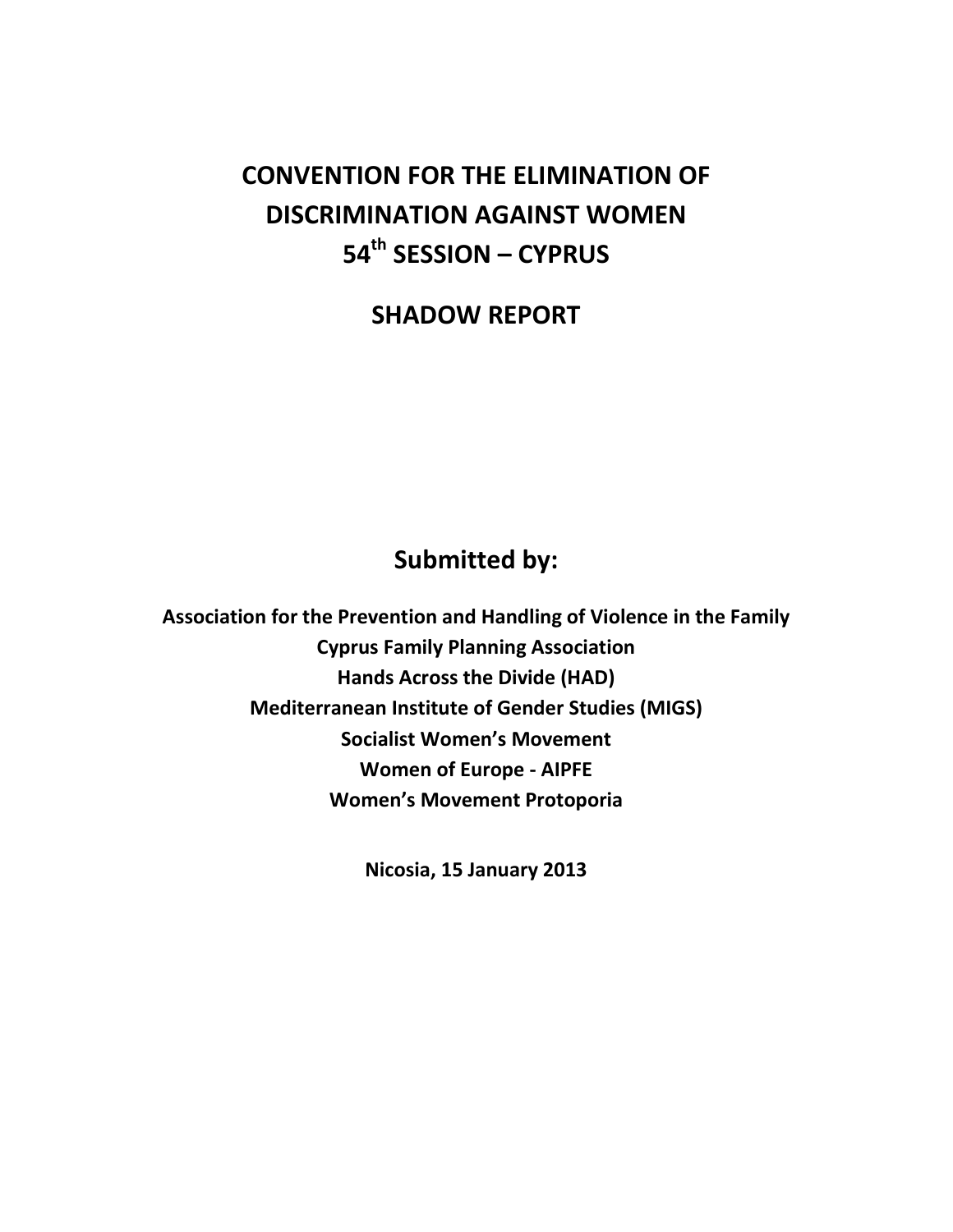# CONVENTION FOR THE ELIMINATION OF DISCRIMINATION AGAINST WOMEN

# 54th SESSION – CYPRUS

# SHADOW REPORT

## Submitted by:

**Association for the Prevention and Handling of Violence in the Family**
**Cyprus Family Planning Association**
**Hands Across the Divide (HAD)**
**Mediterranean Institute of Gender Studies (MIGS)**
**Socialist Women's Movement**
**Women of Europe - AIPFE**
**Women's Movement Protoporia**

**Nicosia, 15 January 2013**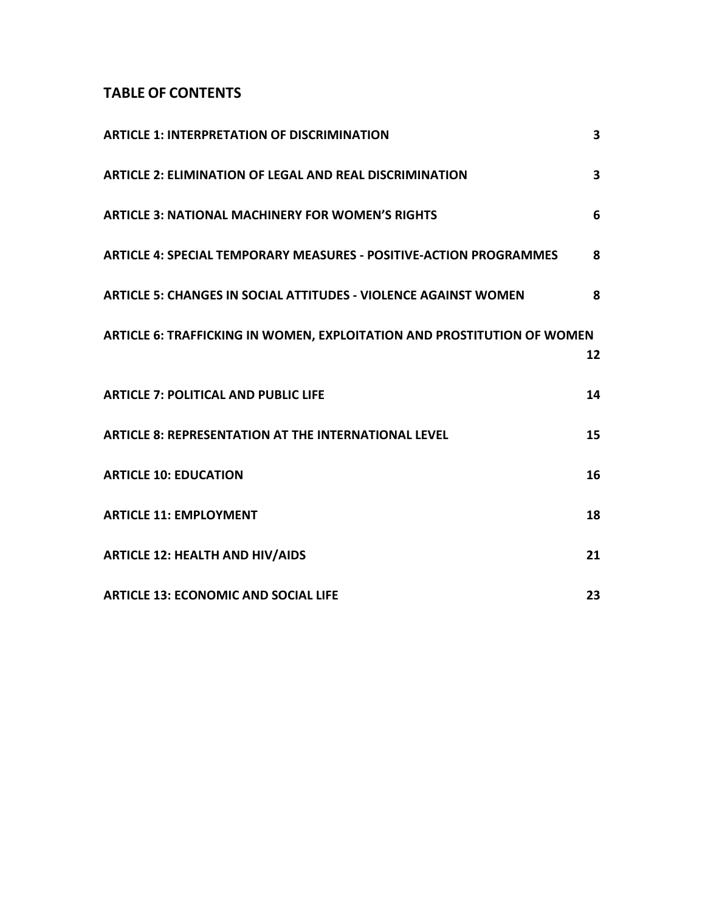## TABLE OF CONTENTS

| | |
|---|---|
| **ARTICLE 1: INTERPRETATION OF DISCRIMINATION** | **3** |
| **ARTICLE 2: ELIMINATION OF LEGAL AND REAL DISCRIMINATION** | **3** |
| **ARTICLE 3: NATIONAL MACHINERY FOR WOMEN'S RIGHTS** | **6** |
| **ARTICLE 4: SPECIAL TEMPORARY MEASURES - POSITIVE-ACTION PROGRAMMES** | **8** |
| **ARTICLE 5: CHANGES IN SOCIAL ATTITUDES - VIOLENCE AGAINST WOMEN** | **8** |
| **ARTICLE 6: TRAFFICKING IN WOMEN, EXPLOITATION AND PROSTITUTION OF WOMEN** | **12** |
| **ARTICLE 7: POLITICAL AND PUBLIC LIFE** | **14** |
| **ARTICLE 8: REPRESENTATION AT THE INTERNATIONAL LEVEL** | **15** |
| **ARTICLE 10: EDUCATION** | **16** |
| **ARTICLE 11: EMPLOYMENT** | **18** |
| **ARTICLE 12: HEALTH AND HIV/AIDS** | **21** |
| **ARTICLE 13: ECONOMIC AND SOCIAL LIFE** | **23** |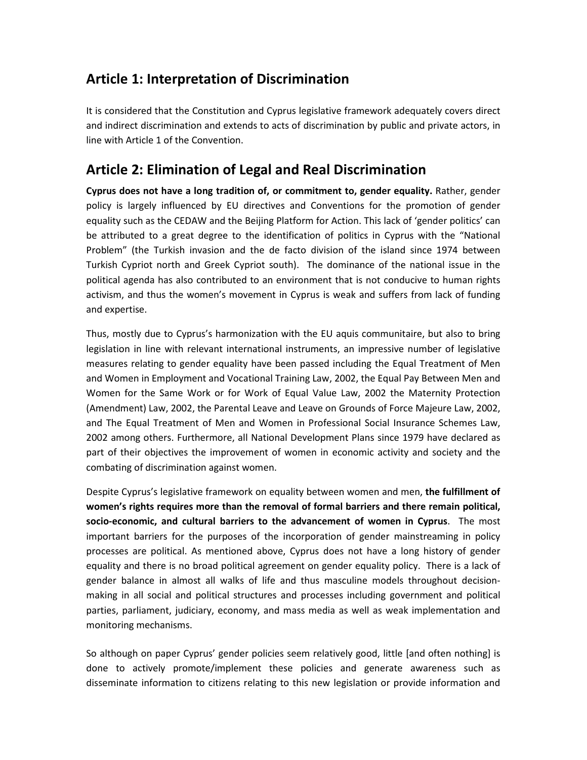## Article 1: Interpretation of Discrimination

It is considered that the Constitution and Cyprus legislative framework adequately covers direct and indirect discrimination and extends to acts of discrimination by public and private actors, in line with Article 1 of the Convention.

## Article 2: Elimination of Legal and Real Discrimination

**Cyprus does not have a long tradition of, or commitment to, gender equality.** Rather, gender policy is largely influenced by EU directives and Conventions for the promotion of gender equality such as the CEDAW and the Beijing Platform for Action. This lack of 'gender politics' can be attributed to a great degree to the identification of politics in Cyprus with the "National Problem" (the Turkish invasion and the de facto division of the island since 1974 between Turkish Cypriot north and Greek Cypriot south). The dominance of the national issue in the political agenda has also contributed to an environment that is not conducive to human rights activism, and thus the women's movement in Cyprus is weak and suffers from lack of funding and expertise.

Thus, mostly due to Cyprus's harmonization with the EU aquis communitaire, but also to bring legislation in line with relevant international instruments, an impressive number of legislative measures relating to gender equality have been passed including the Equal Treatment of Men and Women in Employment and Vocational Training Law, 2002, the Equal Pay Between Men and Women for the Same Work or for Work of Equal Value Law, 2002 the Maternity Protection (Amendment) Law, 2002, the Parental Leave and Leave on Grounds of Force Majeure Law, 2002, and The Equal Treatment of Men and Women in Professional Social Insurance Schemes Law, 2002 among others. Furthermore, all National Development Plans since 1979 have declared as part of their objectives the improvement of women in economic activity and society and the combating of discrimination against women.

Despite Cyprus's legislative framework on equality between women and men, **the fulfillment of women's rights requires more than the removal of formal barriers and there remain political, socio-economic, and cultural barriers to the advancement of women in Cyprus**. The most important barriers for the purposes of the incorporation of gender mainstreaming in policy processes are political. As mentioned above, Cyprus does not have a long history of gender equality and there is no broad political agreement on gender equality policy. There is a lack of gender balance in almost all walks of life and thus masculine models throughout decision-making in all social and political structures and processes including government and political parties, parliament, judiciary, economy, and mass media as well as weak implementation and monitoring mechanisms.

So although on paper Cyprus' gender policies seem relatively good, little [and often nothing] is done to actively promote/implement these policies and generate awareness such as disseminate information to citizens relating to this new legislation or provide information and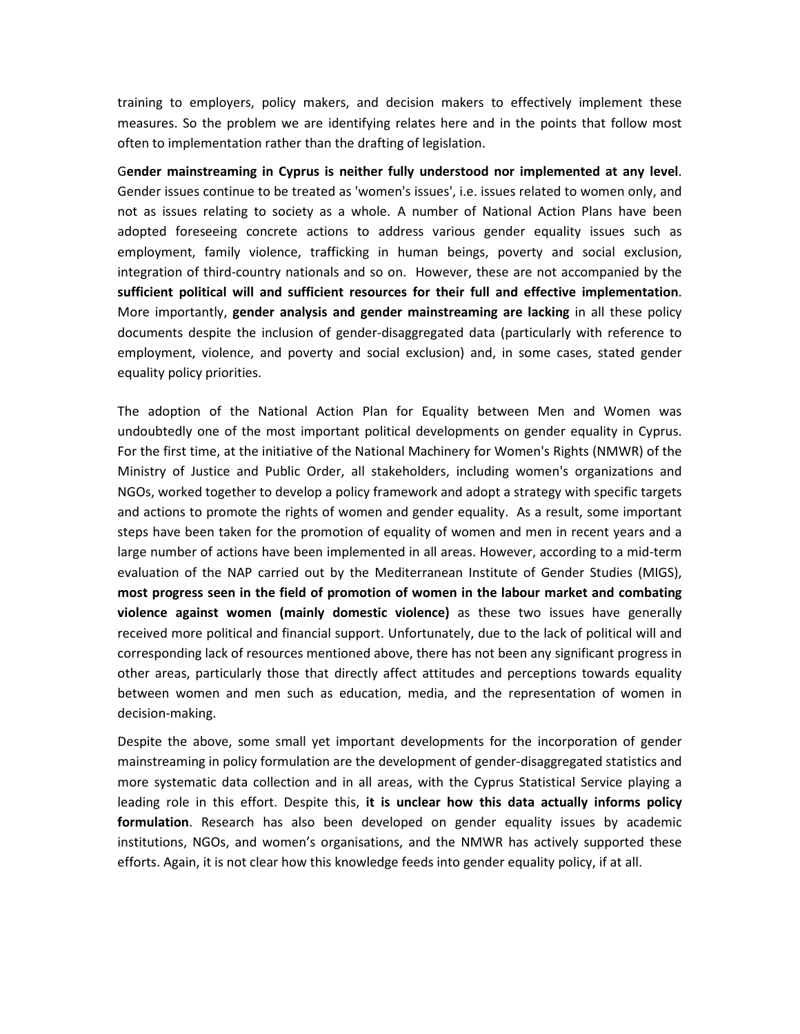training to employers, policy makers, and decision makers to effectively implement these measures. So the problem we are identifying relates here and in the points that follow most often to implementation rather than the drafting of legislation.

G**ender mainstreaming in Cyprus is neither fully understood nor implemented at any level**. Gender issues continue to be treated as 'women's issues', i.e. issues related to women only, and not as issues relating to society as a whole. A number of National Action Plans have been adopted foreseeing concrete actions to address various gender equality issues such as employment, family violence, trafficking in human beings, poverty and social exclusion, integration of third-country nationals and so on. However, these are not accompanied by the **sufficient political will and sufficient resources for their full and effective implementation**. More importantly, **gender analysis and gender mainstreaming are lacking** in all these policy documents despite the inclusion of gender-disaggregated data (particularly with reference to employment, violence, and poverty and social exclusion) and, in some cases, stated gender equality policy priorities.

The adoption of the National Action Plan for Equality between Men and Women was undoubtedly one of the most important political developments on gender equality in Cyprus. For the first time, at the initiative of the National Machinery for Women's Rights (NMWR) of the Ministry of Justice and Public Order, all stakeholders, including women's organizations and NGOs, worked together to develop a policy framework and adopt a strategy with specific targets and actions to promote the rights of women and gender equality. As a result, some important steps have been taken for the promotion of equality of women and men in recent years and a large number of actions have been implemented in all areas. However, according to a mid-term evaluation of the NAP carried out by the Mediterranean Institute of Gender Studies (MIGS), **most progress seen in the field of promotion of women in the labour market and combating violence against women (mainly domestic violence)** as these two issues have generally received more political and financial support. Unfortunately, due to the lack of political will and corresponding lack of resources mentioned above, there has not been any significant progress in other areas, particularly those that directly affect attitudes and perceptions towards equality between women and men such as education, media, and the representation of women in decision-making.

Despite the above, some small yet important developments for the incorporation of gender mainstreaming in policy formulation are the development of gender-disaggregated statistics and more systematic data collection and in all areas, with the Cyprus Statistical Service playing a leading role in this effort. Despite this, **it is unclear how this data actually informs policy formulation**. Research has also been developed on gender equality issues by academic institutions, NGOs, and women's organisations, and the NMWR has actively supported these efforts. Again, it is not clear how this knowledge feeds into gender equality policy, if at all.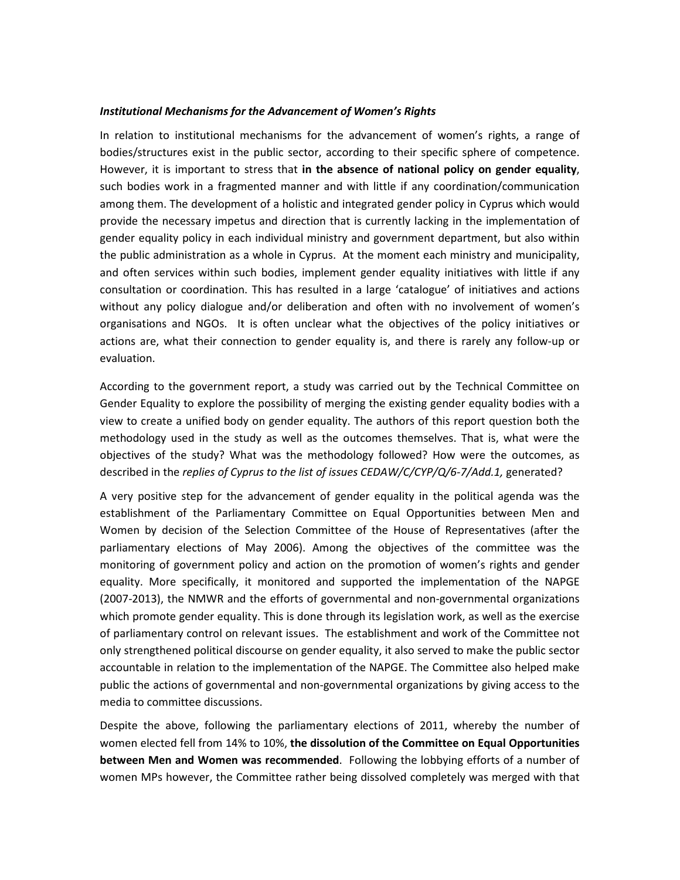***Institutional Mechanisms for the Advancement of Women's Rights***

In relation to institutional mechanisms for the advancement of women's rights, a range of bodies/structures exist in the public sector, according to their specific sphere of competence. However, it is important to stress that **in the absence of national policy on gender equality**, such bodies work in a fragmented manner and with little if any coordination/communication among them. The development of a holistic and integrated gender policy in Cyprus which would provide the necessary impetus and direction that is currently lacking in the implementation of gender equality policy in each individual ministry and government department, but also within the public administration as a whole in Cyprus. At the moment each ministry and municipality, and often services within such bodies, implement gender equality initiatives with little if any consultation or coordination. This has resulted in a large 'catalogue' of initiatives and actions without any policy dialogue and/or deliberation and often with no involvement of women's organisations and NGOs. It is often unclear what the objectives of the policy initiatives or actions are, what their connection to gender equality is, and there is rarely any follow-up or evaluation.

According to the government report, a study was carried out by the Technical Committee on Gender Equality to explore the possibility of merging the existing gender equality bodies with a view to create a unified body on gender equality. The authors of this report question both the methodology used in the study as well as the outcomes themselves. That is, what were the objectives of the study? What was the methodology followed? How were the outcomes, as described in the *replies of Cyprus to the list of issues CEDAW/C/CYP/Q/6-7/Add.1,* generated?

A very positive step for the advancement of gender equality in the political agenda was the establishment of the Parliamentary Committee on Equal Opportunities between Men and Women by decision of the Selection Committee of the House of Representatives (after the parliamentary elections of May 2006). Among the objectives of the committee was the monitoring of government policy and action on the promotion of women's rights and gender equality. More specifically, it monitored and supported the implementation of the NAPGE (2007-2013), the NMWR and the efforts of governmental and non-governmental organizations which promote gender equality. This is done through its legislation work, as well as the exercise of parliamentary control on relevant issues. The establishment and work of the Committee not only strengthened political discourse on gender equality, it also served to make the public sector accountable in relation to the implementation of the NAPGE. The Committee also helped make public the actions of governmental and non-governmental organizations by giving access to the media to committee discussions.

Despite the above, following the parliamentary elections of 2011, whereby the number of women elected fell from 14% to 10%, **the dissolution of the Committee on Equal Opportunities between Men and Women was recommended**. Following the lobbying efforts of a number of women MPs however, the Committee rather being dissolved completely was merged with that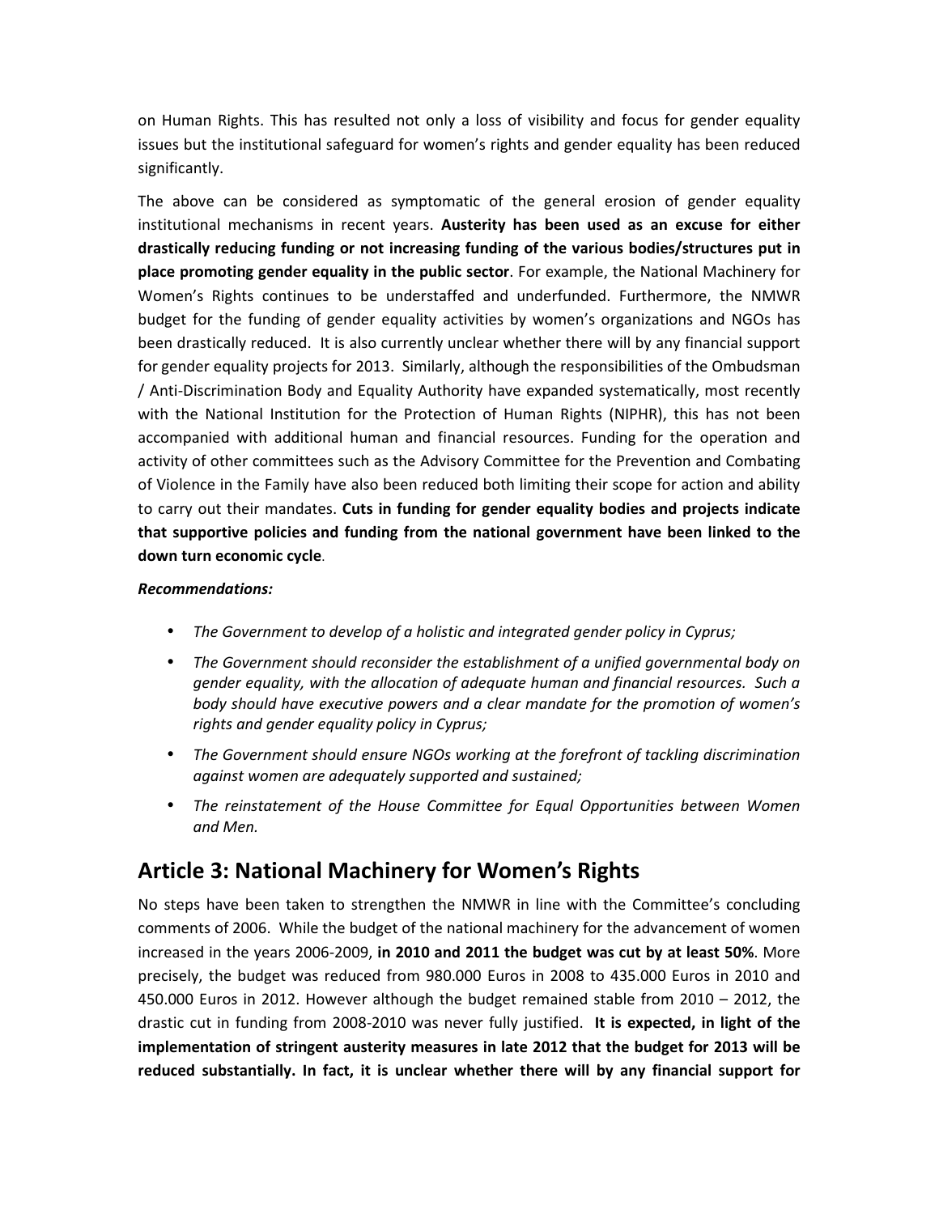on Human Rights. This has resulted not only a loss of visibility and focus for gender equality issues but the institutional safeguard for women's rights and gender equality has been reduced significantly.

The above can be considered as symptomatic of the general erosion of gender equality institutional mechanisms in recent years. **Austerity has been used as an excuse for either drastically reducing funding or not increasing funding of the various bodies/structures put in place promoting gender equality in the public sector**. For example, the National Machinery for Women's Rights continues to be understaffed and underfunded. Furthermore, the NMWR budget for the funding of gender equality activities by women's organizations and NGOs has been drastically reduced. It is also currently unclear whether there will by any financial support for gender equality projects for 2013. Similarly, although the responsibilities of the Ombudsman / Anti-Discrimination Body and Equality Authority have expanded systematically, most recently with the National Institution for the Protection of Human Rights (NIPHR), this has not been accompanied with additional human and financial resources. Funding for the operation and activity of other committees such as the Advisory Committee for the Prevention and Combating of Violence in the Family have also been reduced both limiting their scope for action and ability to carry out their mandates. **Cuts in funding for gender equality bodies and projects indicate that supportive policies and funding from the national government have been linked to the down turn economic cycle**.

***Recommendations:***

- *The Government to develop of a holistic and integrated gender policy in Cyprus;*
- *The Government should reconsider the establishment of a unified governmental body on gender equality, with the allocation of adequate human and financial resources. Such a body should have executive powers and a clear mandate for the promotion of women's rights and gender equality policy in Cyprus;*
- *The Government should ensure NGOs working at the forefront of tackling discrimination against women are adequately supported and sustained;*
- *The reinstatement of the House Committee for Equal Opportunities between Women and Men.*

## Article 3: National Machinery for Women's Rights

No steps have been taken to strengthen the NMWR in line with the Committee's concluding comments of 2006. While the budget of the national machinery for the advancement of women increased in the years 2006-2009, **in 2010 and 2011 the budget was cut by at least 50%**. More precisely, the budget was reduced from 980.000 Euros in 2008 to 435.000 Euros in 2010 and 450.000 Euros in 2012. However although the budget remained stable from 2010 – 2012, the drastic cut in funding from 2008-2010 was never fully justified. **It is expected, in light of the implementation of stringent austerity measures in late 2012 that the budget for 2013 will be reduced substantially. In fact, it is unclear whether there will by any financial support for**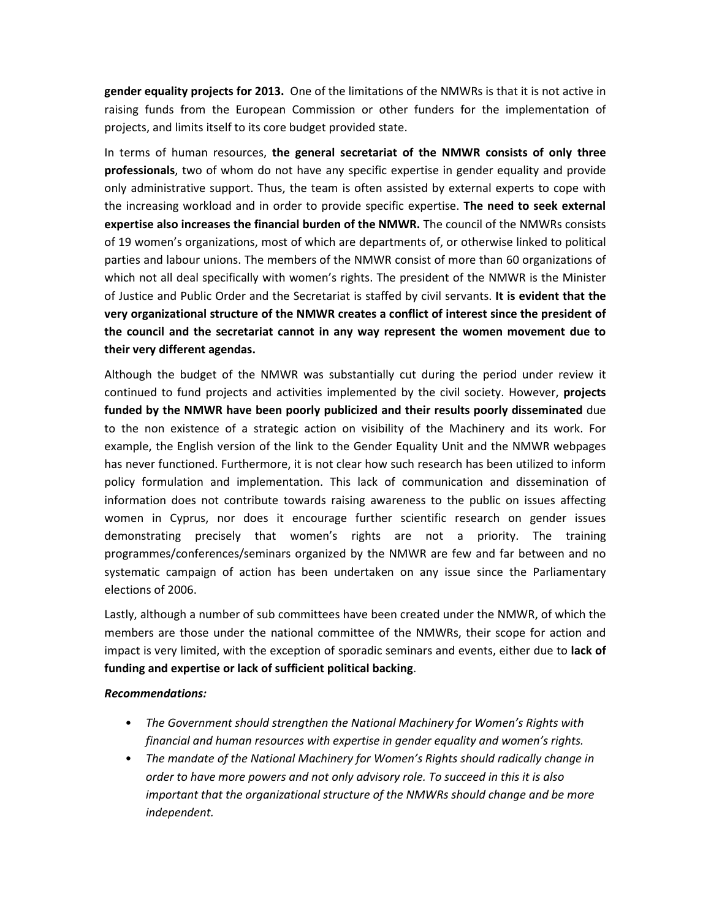**gender equality projects for 2013.** One of the limitations of the NMWRs is that it is not active in raising funds from the European Commission or other funders for the implementation of projects, and limits itself to its core budget provided state.

In terms of human resources, **the general secretariat of the NMWR consists of only three professionals**, two of whom do not have any specific expertise in gender equality and provide only administrative support. Thus, the team is often assisted by external experts to cope with the increasing workload and in order to provide specific expertise. **The need to seek external expertise also increases the financial burden of the NMWR.** The council of the NMWRs consists of 19 women's organizations, most of which are departments of, or otherwise linked to political parties and labour unions. The members of the NMWR consist of more than 60 organizations of which not all deal specifically with women's rights. The president of the NMWR is the Minister of Justice and Public Order and the Secretariat is staffed by civil servants. **It is evident that the very organizational structure of the NMWR creates a conflict of interest since the president of the council and the secretariat cannot in any way represent the women movement due to their very different agendas.**

Although the budget of the NMWR was substantially cut during the period under review it continued to fund projects and activities implemented by the civil society. However, **projects funded by the NMWR have been poorly publicized and their results poorly disseminated** due to the non existence of a strategic action on visibility of the Machinery and its work. For example, the English version of the link to the Gender Equality Unit and the NMWR webpages has never functioned. Furthermore, it is not clear how such research has been utilized to inform policy formulation and implementation. This lack of communication and dissemination of information does not contribute towards raising awareness to the public on issues affecting women in Cyprus, nor does it encourage further scientific research on gender issues demonstrating precisely that women's rights are not a priority. The training programmes/conferences/seminars organized by the NMWR are few and far between and no systematic campaign of action has been undertaken on any issue since the Parliamentary elections of 2006.

Lastly, although a number of sub committees have been created under the NMWR, of which the members are those under the national committee of the NMWRs, their scope for action and impact is very limited, with the exception of sporadic seminars and events, either due to **lack of funding and expertise or lack of sufficient political backing**.

***Recommendations:***

- *The Government should strengthen the National Machinery for Women's Rights with financial and human resources with expertise in gender equality and women's rights.*
- *The mandate of the National Machinery for Women's Rights should radically change in order to have more powers and not only advisory role. To succeed in this it is also important that the organizational structure of the NMWRs should change and be more independent.*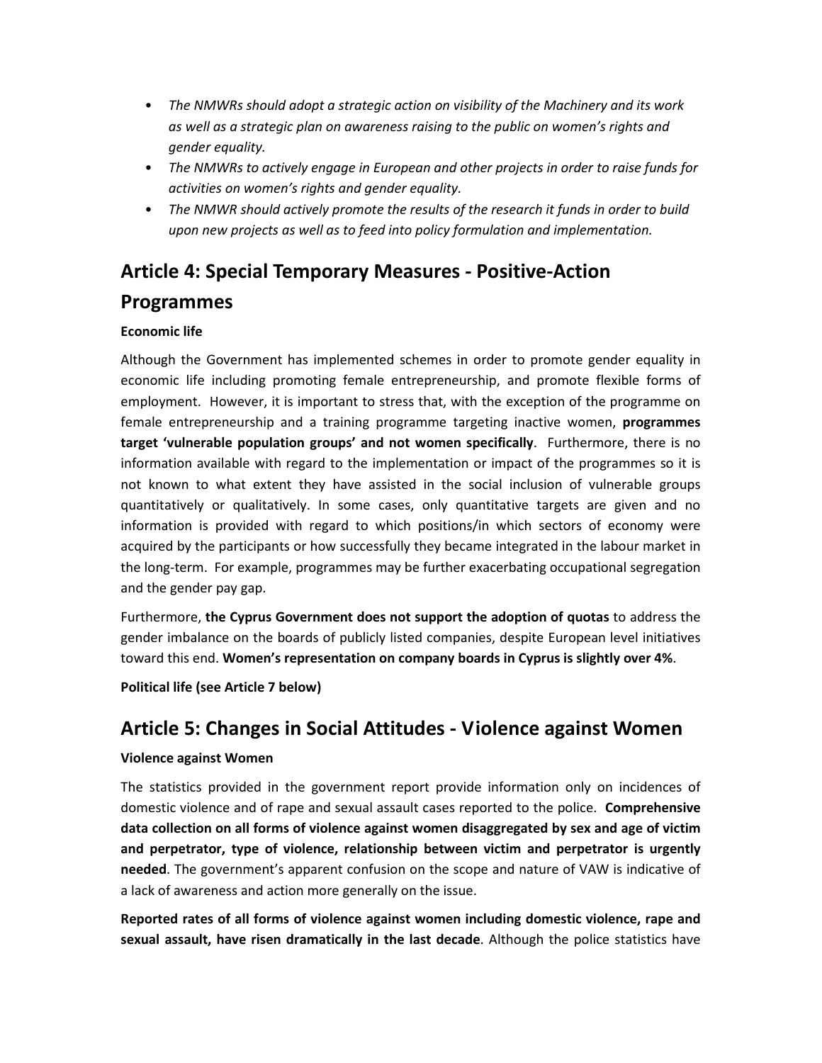- *The NMWRs should adopt a strategic action on visibility of the Machinery and its work as well as a strategic plan on awareness raising to the public on women's rights and gender equality.*
- *The NMWRs to actively engage in European and other projects in order to raise funds for activities on women's rights and gender equality.*
- *The NMWR should actively promote the results of the research it funds in order to build upon new projects as well as to feed into policy formulation and implementation.*

## Article 4: Special Temporary Measures - Positive-Action Programmes

**Economic life**

Although the Government has implemented schemes in order to promote gender equality in economic life including promoting female entrepreneurship, and promote flexible forms of employment. However, it is important to stress that, with the exception of the programme on female entrepreneurship and a training programme targeting inactive women, **programmes target 'vulnerable population groups' and not women specifically**. Furthermore, there is no information available with regard to the implementation or impact of the programmes so it is not known to what extent they have assisted in the social inclusion of vulnerable groups quantitatively or qualitatively. In some cases, only quantitative targets are given and no information is provided with regard to which positions/in which sectors of economy were acquired by the participants or how successfully they became integrated in the labour market in the long-term. For example, programmes may be further exacerbating occupational segregation and the gender pay gap.

Furthermore, **the Cyprus Government does not support the adoption of quotas** to address the gender imbalance on the boards of publicly listed companies, despite European level initiatives toward this end. **Women's representation on company boards in Cyprus is slightly over 4%**.

**Political life (see Article 7 below)**

## Article 5: Changes in Social Attitudes - Violence against Women

**Violence against Women**

The statistics provided in the government report provide information only on incidences of domestic violence and of rape and sexual assault cases reported to the police. **Comprehensive data collection on all forms of violence against women disaggregated by sex and age of victim and perpetrator, type of violence, relationship between victim and perpetrator is urgently needed**. The government's apparent confusion on the scope and nature of VAW is indicative of a lack of awareness and action more generally on the issue.

**Reported rates of all forms of violence against women including domestic violence, rape and sexual assault, have risen dramatically in the last decade**. Although the police statistics have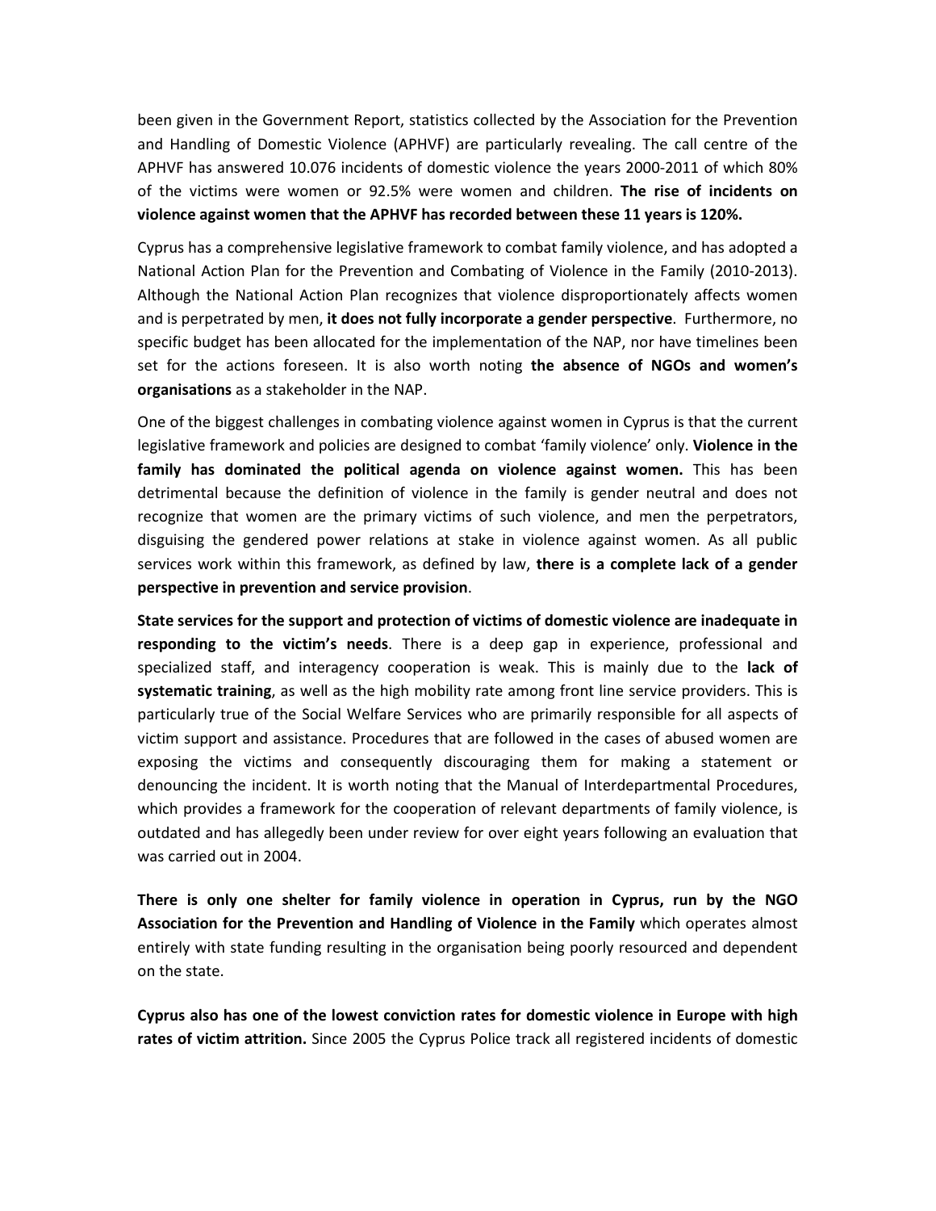been given in the Government Report, statistics collected by the Association for the Prevention and Handling of Domestic Violence (APHVF) are particularly revealing. The call centre of the APHVF has answered 10.076 incidents of domestic violence the years 2000-2011 of which 80% of the victims were women or 92.5% were women and children. **The rise of incidents on violence against women that the APHVF has recorded between these 11 years is 120%.**

Cyprus has a comprehensive legislative framework to combat family violence, and has adopted a National Action Plan for the Prevention and Combating of Violence in the Family (2010-2013). Although the National Action Plan recognizes that violence disproportionately affects women and is perpetrated by men, **it does not fully incorporate a gender perspective**. Furthermore, no specific budget has been allocated for the implementation of the NAP, nor have timelines been set for the actions foreseen. It is also worth noting **the absence of NGOs and women's organisations** as a stakeholder in the NAP.

One of the biggest challenges in combating violence against women in Cyprus is that the current legislative framework and policies are designed to combat 'family violence' only. **Violence in the family has dominated the political agenda on violence against women.** This has been detrimental because the definition of violence in the family is gender neutral and does not recognize that women are the primary victims of such violence, and men the perpetrators, disguising the gendered power relations at stake in violence against women. As all public services work within this framework, as defined by law, **there is a complete lack of a gender perspective in prevention and service provision**.

**State services for the support and protection of victims of domestic violence are inadequate in responding to the victim's needs**. There is a deep gap in experience, professional and specialized staff, and interagency cooperation is weak. This is mainly due to the **lack of systematic training**, as well as the high mobility rate among front line service providers. This is particularly true of the Social Welfare Services who are primarily responsible for all aspects of victim support and assistance. Procedures that are followed in the cases of abused women are exposing the victims and consequently discouraging them for making a statement or denouncing the incident. It is worth noting that the Manual of Interdepartmental Procedures, which provides a framework for the cooperation of relevant departments of family violence, is outdated and has allegedly been under review for over eight years following an evaluation that was carried out in 2004.

**There is only one shelter for family violence in operation in Cyprus, run by the NGO Association for the Prevention and Handling of Violence in the Family** which operates almost entirely with state funding resulting in the organisation being poorly resourced and dependent on the state.

**Cyprus also has one of the lowest conviction rates for domestic violence in Europe with high rates of victim attrition.** Since 2005 the Cyprus Police track all registered incidents of domestic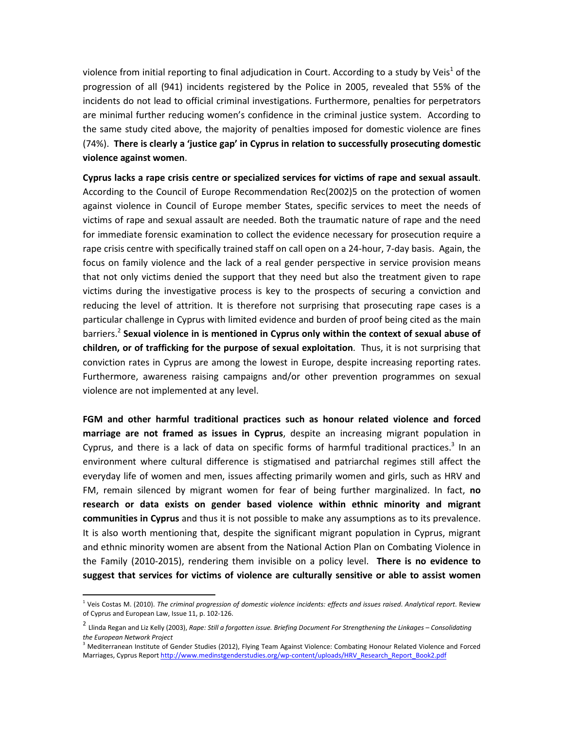violence from initial reporting to final adjudication in Court. According to a study by Veis[1] of the progression of all (941) incidents registered by the Police in 2005, revealed that 55% of the incidents do not lead to official criminal investigations. Furthermore, penalties for perpetrators are minimal further reducing women's confidence in the criminal justice system. According to the same study cited above, the majority of penalties imposed for domestic violence are fines (74%). **There is clearly a 'justice gap' in Cyprus in relation to successfully prosecuting domestic violence against women**.

**Cyprus lacks a rape crisis centre or specialized services for victims of rape and sexual assault**. According to the Council of Europe Recommendation Rec(2002)5 on the protection of women against violence in Council of Europe member States, specific services to meet the needs of victims of rape and sexual assault are needed. Both the traumatic nature of rape and the need for immediate forensic examination to collect the evidence necessary for prosecution require a rape crisis centre with specifically trained staff on call open on a 24-hour, 7-day basis. Again, the focus on family violence and the lack of a real gender perspective in service provision means that not only victims denied the support that they need but also the treatment given to rape victims during the investigative process is key to the prospects of securing a conviction and reducing the level of attrition. It is therefore not surprising that prosecuting rape cases is a particular challenge in Cyprus with limited evidence and burden of proof being cited as the main barriers.[2] **Sexual violence in is mentioned in Cyprus only within the context of sexual abuse of children, or of trafficking for the purpose of sexual exploitation**. Thus, it is not surprising that conviction rates in Cyprus are among the lowest in Europe, despite increasing reporting rates. Furthermore, awareness raising campaigns and/or other prevention programmes on sexual violence are not implemented at any level.

**FGM and other harmful traditional practices such as honour related violence and forced marriage are not framed as issues in Cyprus**, despite an increasing migrant population in Cyprus, and there is a lack of data on specific forms of harmful traditional practices.[3] In an environment where cultural difference is stigmatised and patriarchal regimes still affect the everyday life of women and men, issues affecting primarily women and girls, such as HRV and FM, remain silenced by migrant women for fear of being further marginalized. In fact, **no research or data exists on gender based violence within ethnic minority and migrant communities in Cyprus** and thus it is not possible to make any assumptions as to its prevalence. It is also worth mentioning that, despite the significant migrant population in Cyprus, migrant and ethnic minority women are absent from the National Action Plan on Combating Violence in the Family (2010-2015), rendering them invisible on a policy level. **There is no evidence to suggest that services for victims of violence are culturally sensitive or able to assist women**

---

[1] Veis Costas M. (2010). *The criminal progression of domestic violence incidents: effects and issues raised. Analytical report*. Review of Cyprus and European Law, Issue 11, p. 102-126.

[2] Llinda Regan and Liz Kelly (2003), *Rape: Still a forgotten issue. Briefing Document For Strengthening the Linkages – Consolidating the European Network Project*

[3] Mediterranean Institute of Gender Studies (2012), Flying Team Against Violence: Combating Honour Related Violence and Forced Marriages, Cyprus Report http://www.medinstgenderstudies.org/wp-content/uploads/HRV_Research_Report_Book2.pdf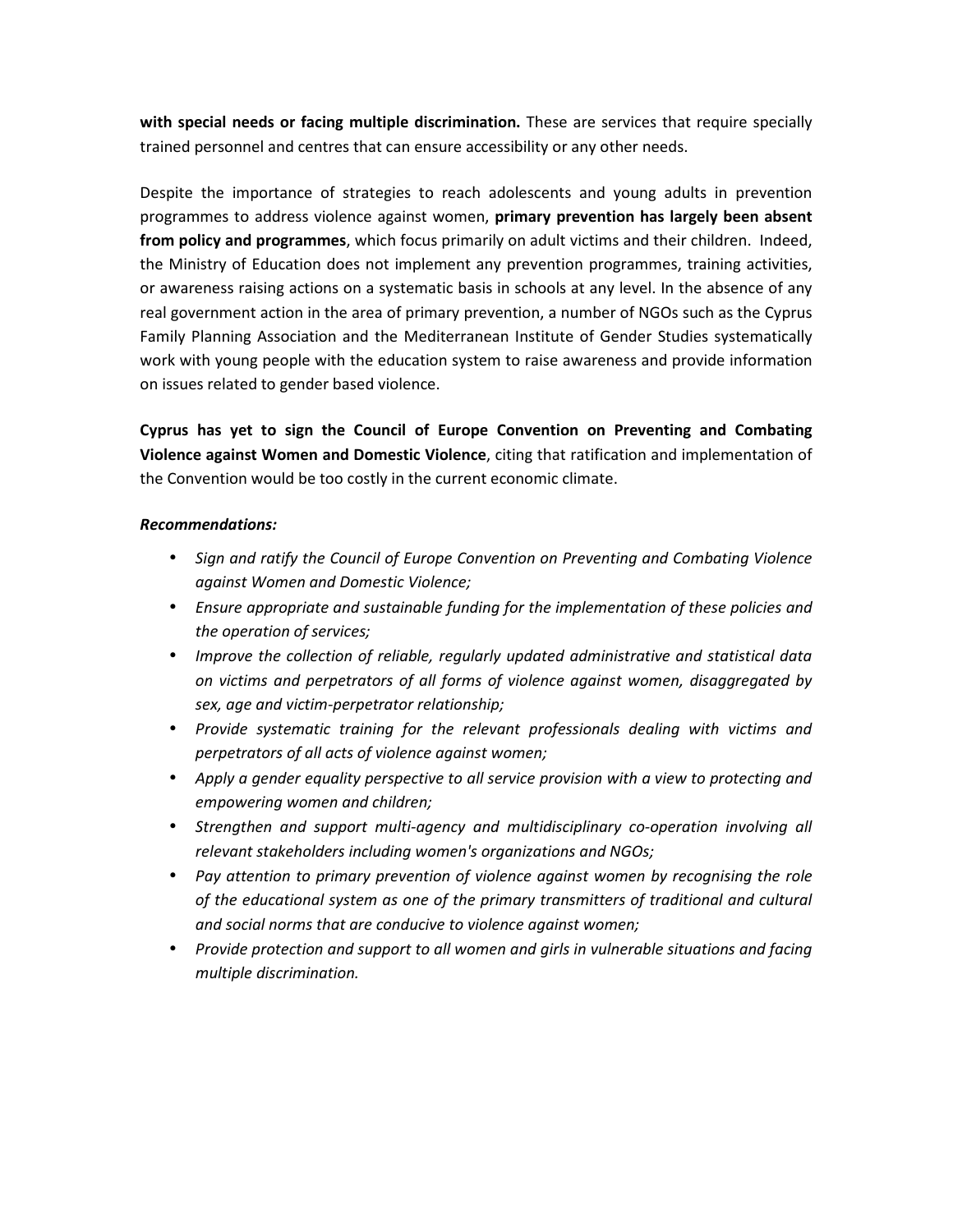**with special needs or facing multiple discrimination.** These are services that require specially trained personnel and centres that can ensure accessibility or any other needs.

Despite the importance of strategies to reach adolescents and young adults in prevention programmes to address violence against women, **primary prevention has largely been absent from policy and programmes**, which focus primarily on adult victims and their children. Indeed, the Ministry of Education does not implement any prevention programmes, training activities, or awareness raising actions on a systematic basis in schools at any level. In the absence of any real government action in the area of primary prevention, a number of NGOs such as the Cyprus Family Planning Association and the Mediterranean Institute of Gender Studies systematically work with young people with the education system to raise awareness and provide information on issues related to gender based violence.

**Cyprus has yet to sign the Council of Europe Convention on Preventing and Combating Violence against Women and Domestic Violence**, citing that ratification and implementation of the Convention would be too costly in the current economic climate.

***Recommendations:***

- *Sign and ratify the Council of Europe Convention on Preventing and Combating Violence against Women and Domestic Violence;*
- *Ensure appropriate and sustainable funding for the implementation of these policies and the operation of services;*
- *Improve the collection of reliable, regularly updated administrative and statistical data on victims and perpetrators of all forms of violence against women, disaggregated by sex, age and victim-perpetrator relationship;*
- *Provide systematic training for the relevant professionals dealing with victims and perpetrators of all acts of violence against women;*
- *Apply a gender equality perspective to all service provision with a view to protecting and empowering women and children;*
- *Strengthen and support multi-agency and multidisciplinary co-operation involving all relevant stakeholders including women's organizations and NGOs;*
- *Pay attention to primary prevention of violence against women by recognising the role of the educational system as one of the primary transmitters of traditional and cultural and social norms that are conducive to violence against women;*
- *Provide protection and support to all women and girls in vulnerable situations and facing multiple discrimination.*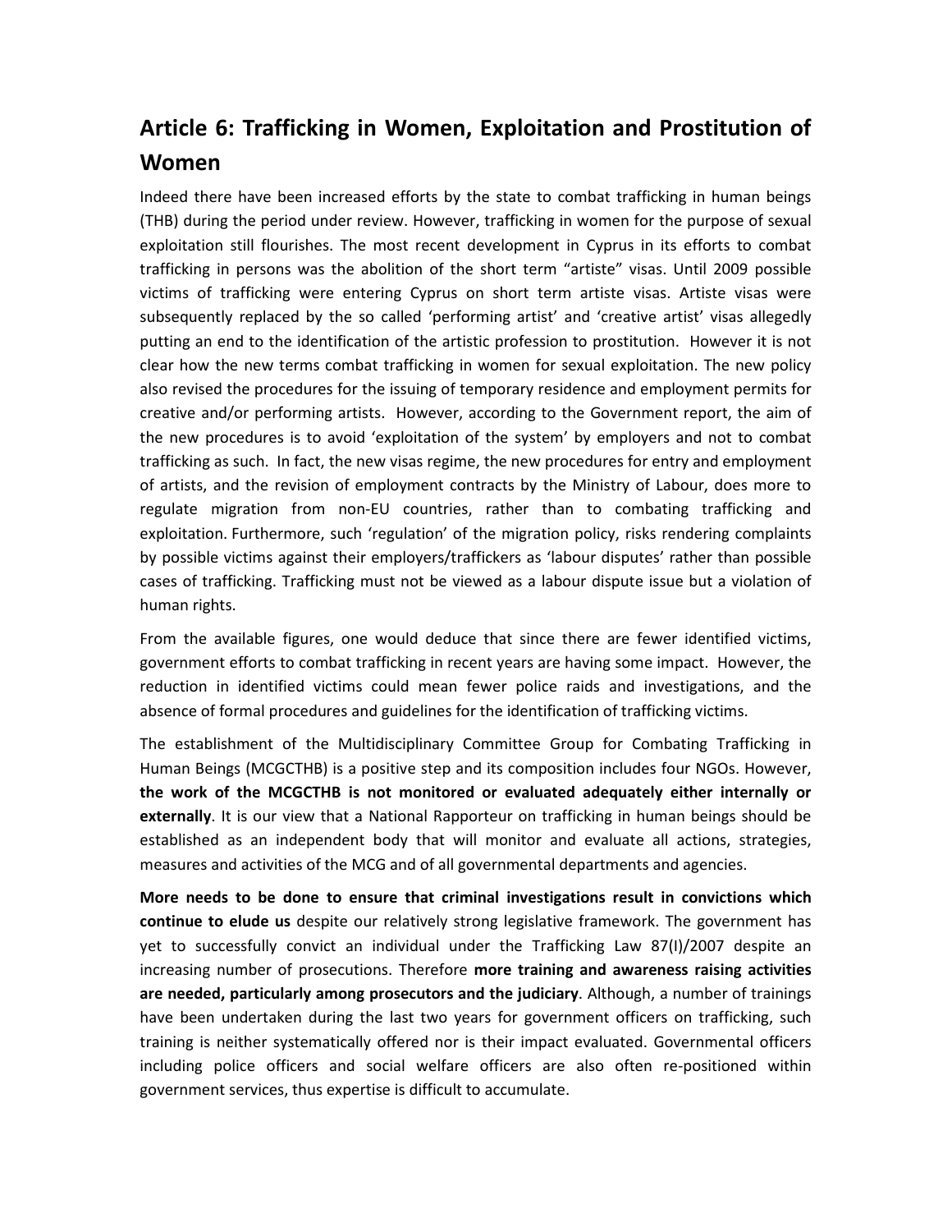## Article 6: Trafficking in Women, Exploitation and Prostitution of Women

Indeed there have been increased efforts by the state to combat trafficking in human beings (THB) during the period under review. However, trafficking in women for the purpose of sexual exploitation still flourishes. The most recent development in Cyprus in its efforts to combat trafficking in persons was the abolition of the short term "artiste" visas. Until 2009 possible victims of trafficking were entering Cyprus on short term artiste visas. Artiste visas were subsequently replaced by the so called 'performing artist' and 'creative artist' visas allegedly putting an end to the identification of the artistic profession to prostitution. However it is not clear how the new terms combat trafficking in women for sexual exploitation. The new policy also revised the procedures for the issuing of temporary residence and employment permits for creative and/or performing artists. However, according to the Government report, the aim of the new procedures is to avoid 'exploitation of the system' by employers and not to combat trafficking as such. In fact, the new visas regime, the new procedures for entry and employment of artists, and the revision of employment contracts by the Ministry of Labour, does more to regulate migration from non-EU countries, rather than to combating trafficking and exploitation. Furthermore, such 'regulation' of the migration policy, risks rendering complaints by possible victims against their employers/traffickers as 'labour disputes' rather than possible cases of trafficking. Trafficking must not be viewed as a labour dispute issue but a violation of human rights.

From the available figures, one would deduce that since there are fewer identified victims, government efforts to combat trafficking in recent years are having some impact. However, the reduction in identified victims could mean fewer police raids and investigations, and the absence of formal procedures and guidelines for the identification of trafficking victims.

The establishment of the Multidisciplinary Committee Group for Combating Trafficking in Human Beings (MCGCTHB) is a positive step and its composition includes four NGOs. However, **the work of the MCGCTHB is not monitored or evaluated adequately either internally or externally**. It is our view that a National Rapporteur on trafficking in human beings should be established as an independent body that will monitor and evaluate all actions, strategies, measures and activities of the MCG and of all governmental departments and agencies.

**More needs to be done to ensure that criminal investigations result in convictions which continue to elude us** despite our relatively strong legislative framework. The government has yet to successfully convict an individual under the Trafficking Law 87(I)/2007 despite an increasing number of prosecutions. Therefore **more training and awareness raising activities are needed, particularly among prosecutors and the judiciary**. Although, a number of trainings have been undertaken during the last two years for government officers on trafficking, such training is neither systematically offered nor is their impact evaluated. Governmental officers including police officers and social welfare officers are also often re-positioned within government services, thus expertise is difficult to accumulate.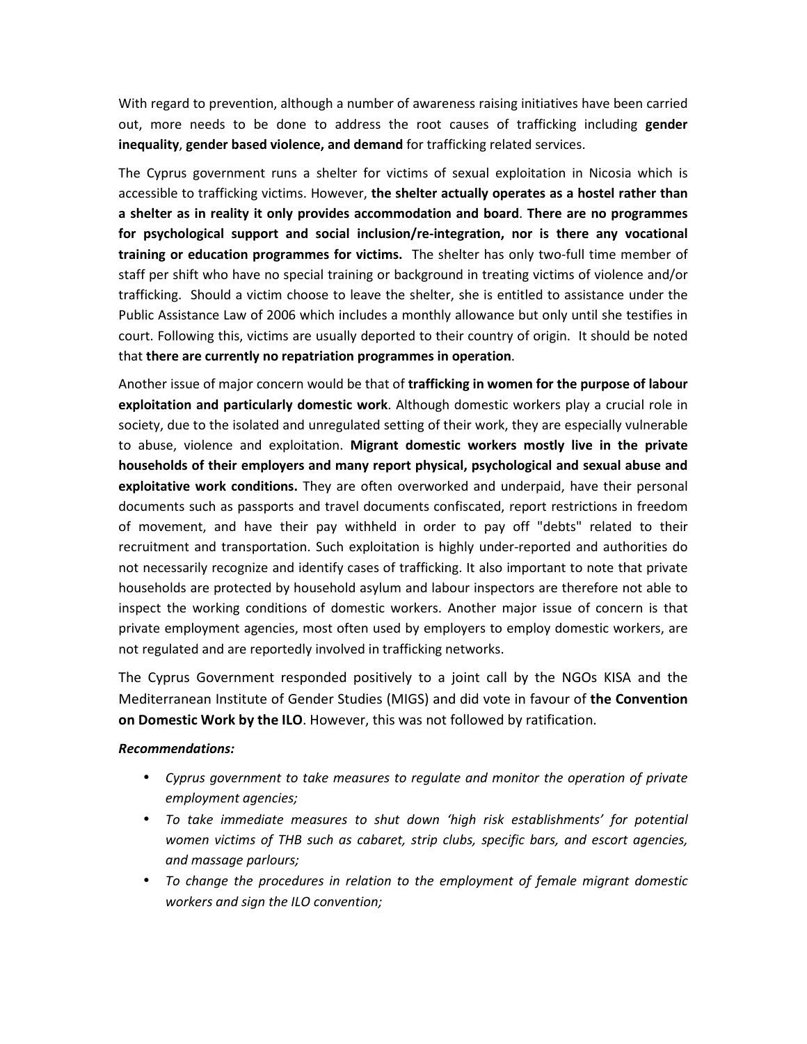With regard to prevention, although a number of awareness raising initiatives have been carried out, more needs to be done to address the root causes of trafficking including **gender inequality**, **gender based violence, and demand** for trafficking related services.

The Cyprus government runs a shelter for victims of sexual exploitation in Nicosia which is accessible to trafficking victims. However, **the shelter actually operates as a hostel rather than a shelter as in reality it only provides accommodation and board**. **There are no programmes for psychological support and social inclusion/re-integration, nor is there any vocational training or education programmes for victims.** The shelter has only two-full time member of staff per shift who have no special training or background in treating victims of violence and/or trafficking. Should a victim choose to leave the shelter, she is entitled to assistance under the Public Assistance Law of 2006 which includes a monthly allowance but only until she testifies in court. Following this, victims are usually deported to their country of origin. It should be noted that **there are currently no repatriation programmes in operation**.

Another issue of major concern would be that of **trafficking in women for the purpose of labour exploitation and particularly domestic work**. Although domestic workers play a crucial role in society, due to the isolated and unregulated setting of their work, they are especially vulnerable to abuse, violence and exploitation. **Migrant domestic workers mostly live in the private households of their employers and many report physical, psychological and sexual abuse and exploitative work conditions.** They are often overworked and underpaid, have their personal documents such as passports and travel documents confiscated, report restrictions in freedom of movement, and have their pay withheld in order to pay off "debts" related to their recruitment and transportation. Such exploitation is highly under-reported and authorities do not necessarily recognize and identify cases of trafficking. It also important to note that private households are protected by household asylum and labour inspectors are therefore not able to inspect the working conditions of domestic workers. Another major issue of concern is that private employment agencies, most often used by employers to employ domestic workers, are not regulated and are reportedly involved in trafficking networks.

The Cyprus Government responded positively to a joint call by the NGOs KISA and the Mediterranean Institute of Gender Studies (MIGS) and did vote in favour of **the Convention on Domestic Work by the ILO**. However, this was not followed by ratification.

***Recommendations:***

- *Cyprus government to take measures to regulate and monitor the operation of private employment agencies;*
- *To take immediate measures to shut down 'high risk establishments' for potential women victims of THB such as cabaret, strip clubs, specific bars, and escort agencies, and massage parlours;*
- *To change the procedures in relation to the employment of female migrant domestic workers and sign the ILO convention;*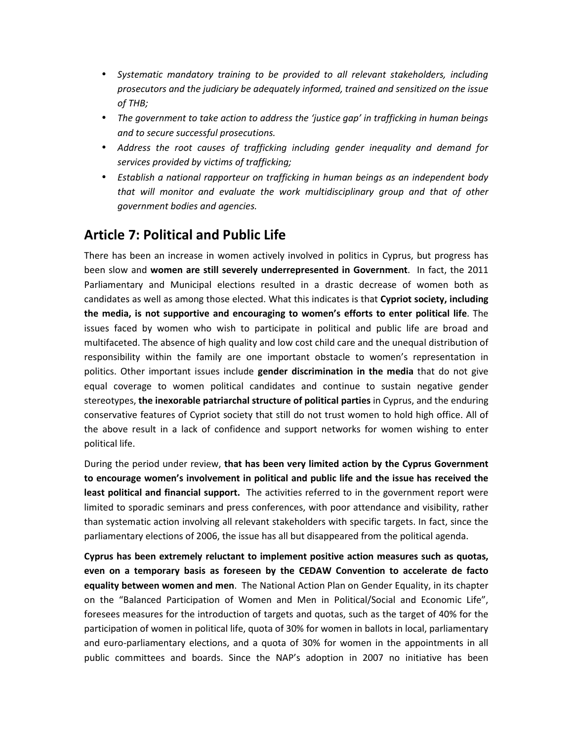- *Systematic mandatory training to be provided to all relevant stakeholders, including prosecutors and the judiciary be adequately informed, trained and sensitized on the issue of THB;*
- *The government to take action to address the 'justice gap' in trafficking in human beings and to secure successful prosecutions.*
- *Address the root causes of trafficking including gender inequality and demand for services provided by victims of trafficking;*
- *Establish a national rapporteur on trafficking in human beings as an independent body that will monitor and evaluate the work multidisciplinary group and that of other government bodies and agencies.*

## Article 7: Political and Public Life

There has been an increase in women actively involved in politics in Cyprus, but progress has been slow and **women are still severely underrepresented in Government**. In fact, the 2011 Parliamentary and Municipal elections resulted in a drastic decrease of women both as candidates as well as among those elected. What this indicates is that **Cypriot society, including the media, is not supportive and encouraging to women's efforts to enter political life**. The issues faced by women who wish to participate in political and public life are broad and multifaceted. The absence of high quality and low cost child care and the unequal distribution of responsibility within the family are one important obstacle to women's representation in politics. Other important issues include **gender discrimination in the media** that do not give equal coverage to women political candidates and continue to sustain negative gender stereotypes, **the inexorable patriarchal structure of political parties** in Cyprus, and the enduring conservative features of Cypriot society that still do not trust women to hold high office. All of the above result in a lack of confidence and support networks for women wishing to enter political life.

During the period under review, **that has been very limited action by the Cyprus Government to encourage women's involvement in political and public life and the issue has received the least political and financial support.** The activities referred to in the government report were limited to sporadic seminars and press conferences, with poor attendance and visibility, rather than systematic action involving all relevant stakeholders with specific targets. In fact, since the parliamentary elections of 2006, the issue has all but disappeared from the political agenda.

**Cyprus has been extremely reluctant to implement positive action measures such as quotas, even on a temporary basis as foreseen by the CEDAW Convention to accelerate de facto equality between women and men**. The National Action Plan on Gender Equality, in its chapter on the "Balanced Participation of Women and Men in Political/Social and Economic Life", foresees measures for the introduction of targets and quotas, such as the target of 40% for the participation of women in political life, quota of 30% for women in ballots in local, parliamentary and euro-parliamentary elections, and a quota of 30% for women in the appointments in all public committees and boards. Since the NAP's adoption in 2007 no initiative has been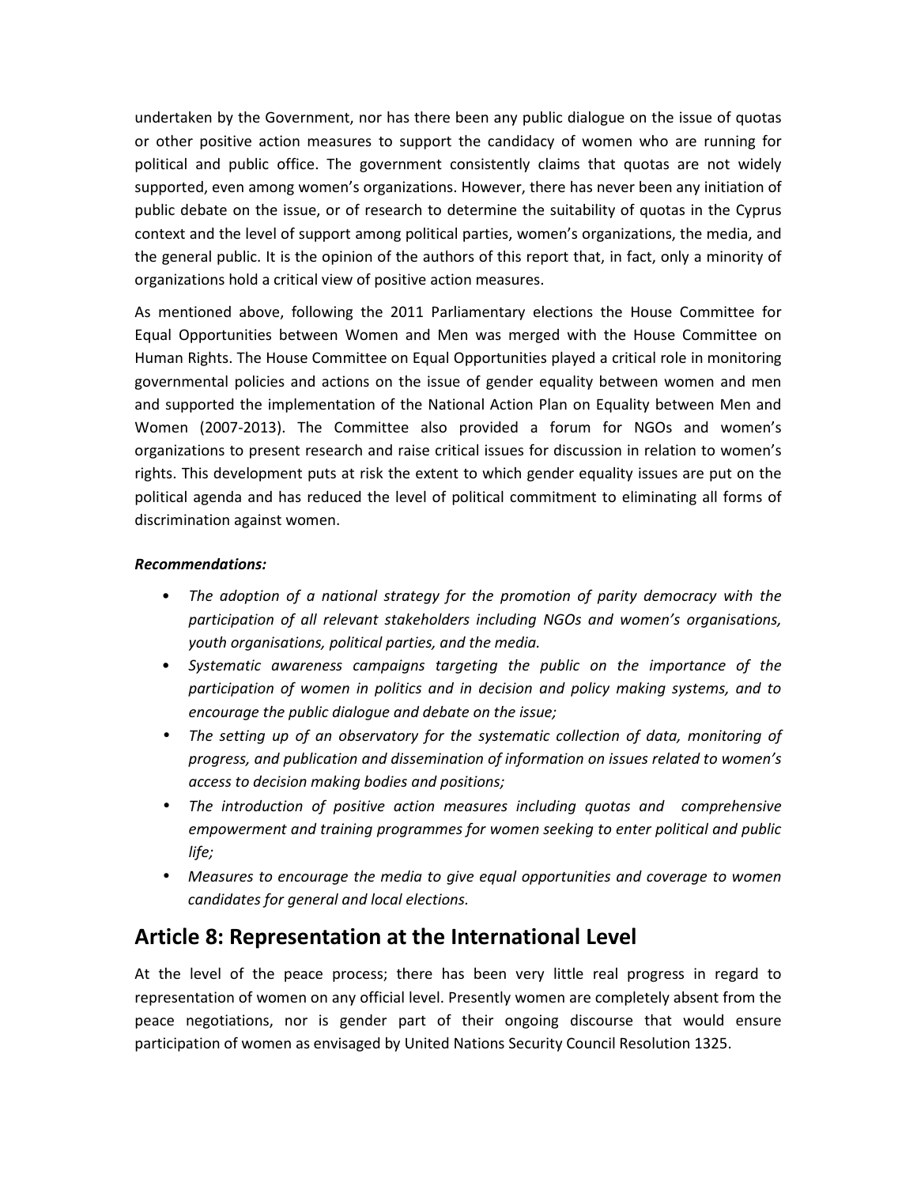undertaken by the Government, nor has there been any public dialogue on the issue of quotas or other positive action measures to support the candidacy of women who are running for political and public office. The government consistently claims that quotas are not widely supported, even among women's organizations. However, there has never been any initiation of public debate on the issue, or of research to determine the suitability of quotas in the Cyprus context and the level of support among political parties, women's organizations, the media, and the general public. It is the opinion of the authors of this report that, in fact, only a minority of organizations hold a critical view of positive action measures.

As mentioned above, following the 2011 Parliamentary elections the House Committee for Equal Opportunities between Women and Men was merged with the House Committee on Human Rights. The House Committee on Equal Opportunities played a critical role in monitoring governmental policies and actions on the issue of gender equality between women and men and supported the implementation of the National Action Plan on Equality between Men and Women (2007-2013). The Committee also provided a forum for NGOs and women's organizations to present research and raise critical issues for discussion in relation to women's rights. This development puts at risk the extent to which gender equality issues are put on the political agenda and has reduced the level of political commitment to eliminating all forms of discrimination against women.

***Recommendations:***

- *The adoption of a national strategy for the promotion of parity democracy with the participation of all relevant stakeholders including NGOs and women's organisations, youth organisations, political parties, and the media.*
- *Systematic awareness campaigns targeting the public on the importance of the participation of women in politics and in decision and policy making systems, and to encourage the public dialogue and debate on the issue;*
- *The setting up of an observatory for the systematic collection of data, monitoring of progress, and publication and dissemination of information on issues related to women's access to decision making bodies and positions;*
- *The introduction of positive action measures including quotas and comprehensive empowerment and training programmes for women seeking to enter political and public life;*
- *Measures to encourage the media to give equal opportunities and coverage to women candidates for general and local elections.*

## Article 8: Representation at the International Level

At the level of the peace process; there has been very little real progress in regard to representation of women on any official level. Presently women are completely absent from the peace negotiations, nor is gender part of their ongoing discourse that would ensure participation of women as envisaged by United Nations Security Council Resolution 1325.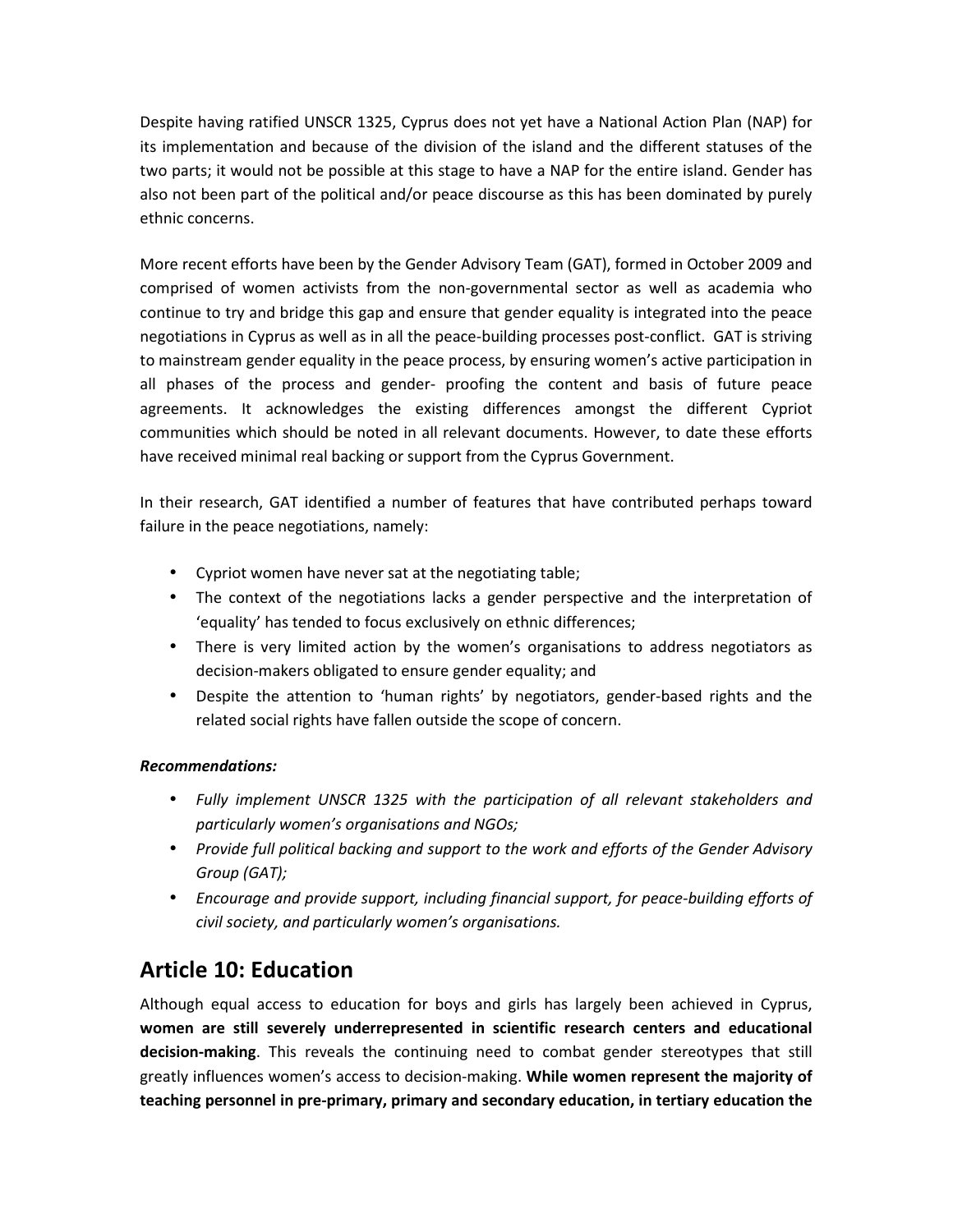Despite having ratified UNSCR 1325, Cyprus does not yet have a National Action Plan (NAP) for its implementation and because of the division of the island and the different statuses of the two parts; it would not be possible at this stage to have a NAP for the entire island. Gender has also not been part of the political and/or peace discourse as this has been dominated by purely ethnic concerns.

More recent efforts have been by the Gender Advisory Team (GAT), formed in October 2009 and comprised of women activists from the non-governmental sector as well as academia who continue to try and bridge this gap and ensure that gender equality is integrated into the peace negotiations in Cyprus as well as in all the peace-building processes post-conflict. GAT is striving to mainstream gender equality in the peace process, by ensuring women's active participation in all phases of the process and gender- proofing the content and basis of future peace agreements. It acknowledges the existing differences amongst the different Cypriot communities which should be noted in all relevant documents. However, to date these efforts have received minimal real backing or support from the Cyprus Government.

In their research, GAT identified a number of features that have contributed perhaps toward failure in the peace negotiations, namely:

- Cypriot women have never sat at the negotiating table;
- The context of the negotiations lacks a gender perspective and the interpretation of 'equality' has tended to focus exclusively on ethnic differences;
- There is very limited action by the women's organisations to address negotiators as decision-makers obligated to ensure gender equality; and
- Despite the attention to 'human rights' by negotiators, gender-based rights and the related social rights have fallen outside the scope of concern.

***Recommendations:***

- *Fully implement UNSCR 1325 with the participation of all relevant stakeholders and particularly women's organisations and NGOs;*
- *Provide full political backing and support to the work and efforts of the Gender Advisory Group (GAT);*
- *Encourage and provide support, including financial support, for peace-building efforts of civil society, and particularly women's organisations.*

## Article 10: Education

Although equal access to education for boys and girls has largely been achieved in Cyprus, **women are still severely underrepresented in scientific research centers and educational decision-making**. This reveals the continuing need to combat gender stereotypes that still greatly influences women's access to decision-making. **While women represent the majority of teaching personnel in pre-primary, primary and secondary education, in tertiary education the**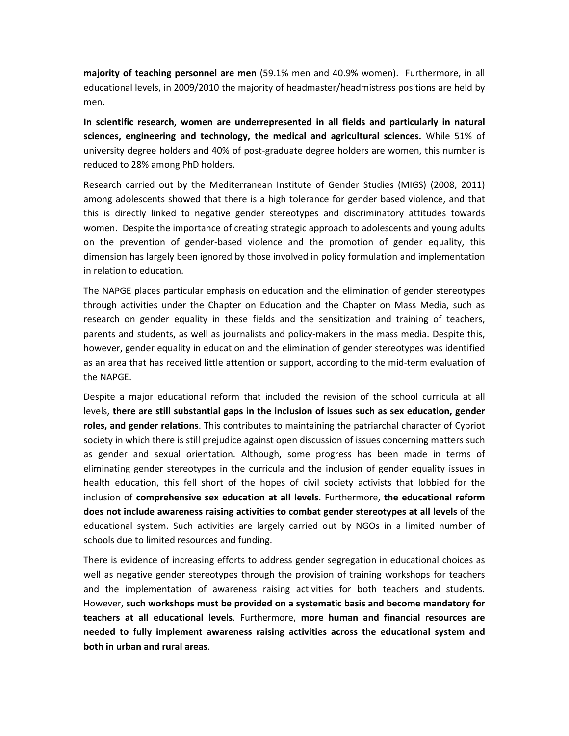**majority of teaching personnel are men** (59.1% men and 40.9% women). Furthermore, in all educational levels, in 2009/2010 the majority of headmaster/headmistress positions are held by men.

**In scientific research, women are underrepresented in all fields and particularly in natural sciences, engineering and technology, the medical and agricultural sciences.** While 51% of university degree holders and 40% of post-graduate degree holders are women, this number is reduced to 28% among PhD holders.

Research carried out by the Mediterranean Institute of Gender Studies (MIGS) (2008, 2011) among adolescents showed that there is a high tolerance for gender based violence, and that this is directly linked to negative gender stereotypes and discriminatory attitudes towards women. Despite the importance of creating strategic approach to adolescents and young adults on the prevention of gender-based violence and the promotion of gender equality, this dimension has largely been ignored by those involved in policy formulation and implementation in relation to education.

The NAPGE places particular emphasis on education and the elimination of gender stereotypes through activities under the Chapter on Education and the Chapter on Mass Media, such as research on gender equality in these fields and the sensitization and training of teachers, parents and students, as well as journalists and policy-makers in the mass media. Despite this, however, gender equality in education and the elimination of gender stereotypes was identified as an area that has received little attention or support, according to the mid-term evaluation of the NAPGE.

Despite a major educational reform that included the revision of the school curricula at all levels, **there are still substantial gaps in the inclusion of issues such as sex education, gender roles, and gender relations**. This contributes to maintaining the patriarchal character of Cypriot society in which there is still prejudice against open discussion of issues concerning matters such as gender and sexual orientation. Although, some progress has been made in terms of eliminating gender stereotypes in the curricula and the inclusion of gender equality issues in health education, this fell short of the hopes of civil society activists that lobbied for the inclusion of **comprehensive sex education at all levels**. Furthermore, **the educational reform does not include awareness raising activities to combat gender stereotypes at all levels** of the educational system. Such activities are largely carried out by NGOs in a limited number of schools due to limited resources and funding.

There is evidence of increasing efforts to address gender segregation in educational choices as well as negative gender stereotypes through the provision of training workshops for teachers and the implementation of awareness raising activities for both teachers and students. However, **such workshops must be provided on a systematic basis and become mandatory for teachers at all educational levels**. Furthermore, **more human and financial resources are needed to fully implement awareness raising activities across the educational system and both in urban and rural areas**.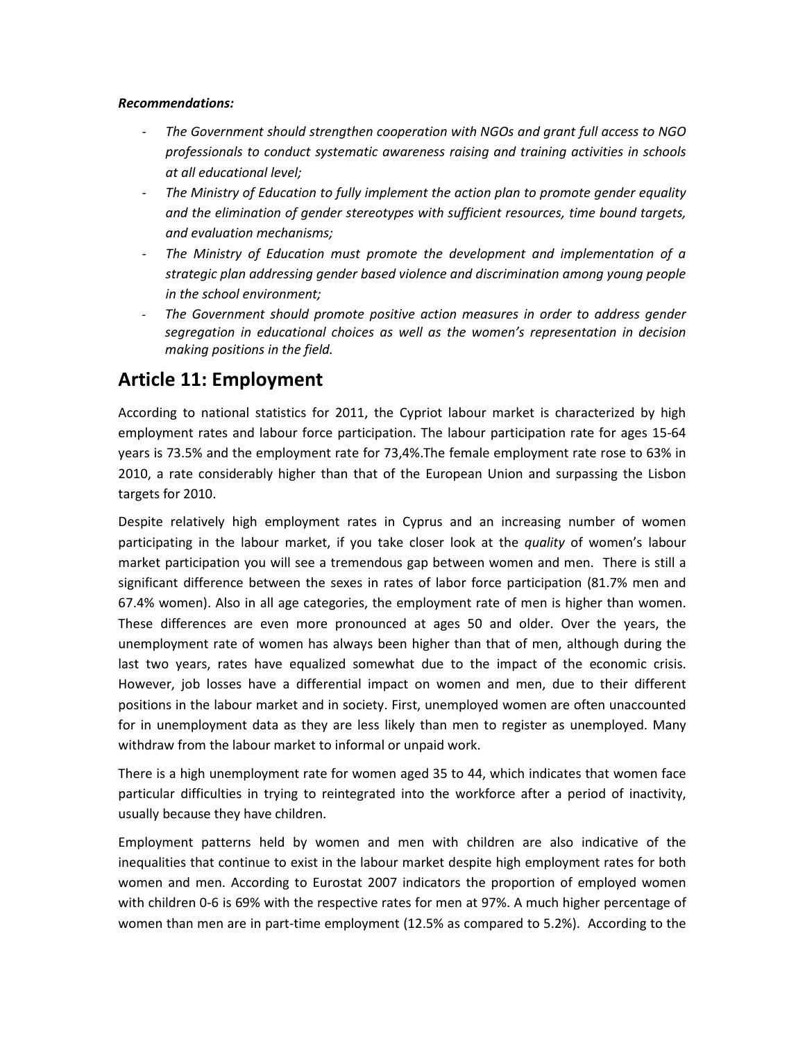***Recommendations:***

- *The Government should strengthen cooperation with NGOs and grant full access to NGO professionals to conduct systematic awareness raising and training activities in schools at all educational level;*
- *The Ministry of Education to fully implement the action plan to promote gender equality and the elimination of gender stereotypes with sufficient resources, time bound targets, and evaluation mechanisms;*
- *The Ministry of Education must promote the development and implementation of a strategic plan addressing gender based violence and discrimination among young people in the school environment;*
- *The Government should promote positive action measures in order to address gender segregation in educational choices as well as the women's representation in decision making positions in the field.*

## Article 11: Employment

According to national statistics for 2011, the Cypriot labour market is characterized by high employment rates and labour force participation. The labour participation rate for ages 15-64 years is 73.5% and the employment rate for 73,4%.The female employment rate rose to 63% in 2010, a rate considerably higher than that of the European Union and surpassing the Lisbon targets for 2010.

Despite relatively high employment rates in Cyprus and an increasing number of women participating in the labour market, if you take closer look at the *quality* of women's labour market participation you will see a tremendous gap between women and men. There is still a significant difference between the sexes in rates of labor force participation (81.7% men and 67.4% women). Also in all age categories, the employment rate of men is higher than women. These differences are even more pronounced at ages 50 and older. Over the years, the unemployment rate of women has always been higher than that of men, although during the last two years, rates have equalized somewhat due to the impact of the economic crisis. However, job losses have a differential impact on women and men, due to their different positions in the labour market and in society. First, unemployed women are often unaccounted for in unemployment data as they are less likely than men to register as unemployed. Many withdraw from the labour market to informal or unpaid work.

There is a high unemployment rate for women aged 35 to 44, which indicates that women face particular difficulties in trying to reintegrated into the workforce after a period of inactivity, usually because they have children.

Employment patterns held by women and men with children are also indicative of the inequalities that continue to exist in the labour market despite high employment rates for both women and men. According to Eurostat 2007 indicators the proportion of employed women with children 0-6 is 69% with the respective rates for men at 97%. A much higher percentage of women than men are in part-time employment (12.5% as compared to 5.2%). According to the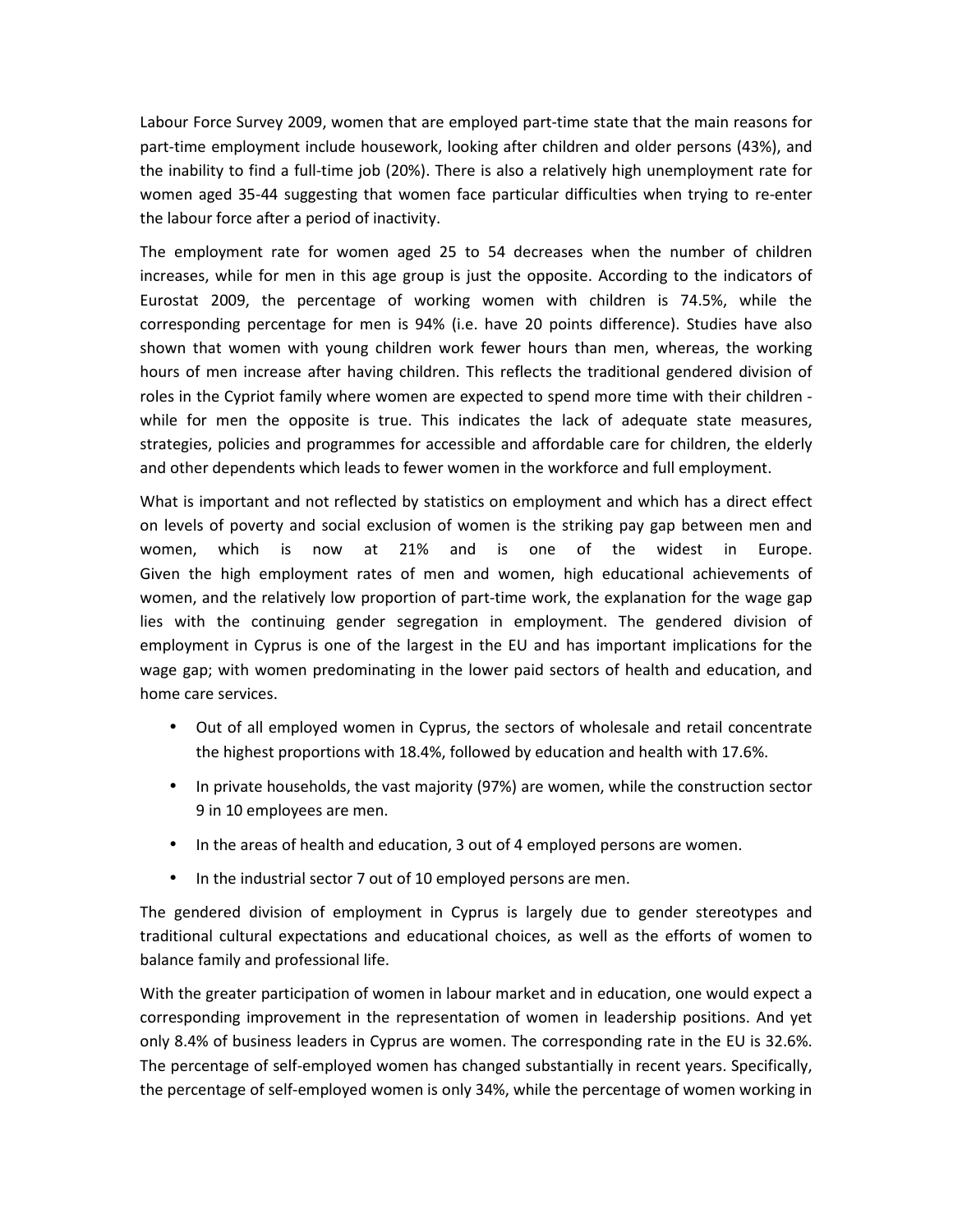Labour Force Survey 2009, women that are employed part-time state that the main reasons for part-time employment include housework, looking after children and older persons (43%), and the inability to find a full-time job (20%). There is also a relatively high unemployment rate for women aged 35-44 suggesting that women face particular difficulties when trying to re-enter the labour force after a period of inactivity.

The employment rate for women aged 25 to 54 decreases when the number of children increases, while for men in this age group is just the opposite. According to the indicators of Eurostat 2009, the percentage of working women with children is 74.5%, while the corresponding percentage for men is 94% (i.e. have 20 points difference). Studies have also shown that women with young children work fewer hours than men, whereas, the working hours of men increase after having children. This reflects the traditional gendered division of roles in the Cypriot family where women are expected to spend more time with their children - while for men the opposite is true. This indicates the lack of adequate state measures, strategies, policies and programmes for accessible and affordable care for children, the elderly and other dependents which leads to fewer women in the workforce and full employment.

What is important and not reflected by statistics on employment and which has a direct effect on levels of poverty and social exclusion of women is the striking pay gap between men and women, which is now at 21% and is one of the widest in Europe. Given the high employment rates of men and women, high educational achievements of women, and the relatively low proportion of part-time work, the explanation for the wage gap lies with the continuing gender segregation in employment. The gendered division of employment in Cyprus is one of the largest in the EU and has important implications for the wage gap; with women predominating in the lower paid sectors of health and education, and home care services.

- Out of all employed women in Cyprus, the sectors of wholesale and retail concentrate the highest proportions with 18.4%, followed by education and health with 17.6%.
- In private households, the vast majority (97%) are women, while the construction sector 9 in 10 employees are men.
- In the areas of health and education, 3 out of 4 employed persons are women.
- In the industrial sector 7 out of 10 employed persons are men.

The gendered division of employment in Cyprus is largely due to gender stereotypes and traditional cultural expectations and educational choices, as well as the efforts of women to balance family and professional life.

With the greater participation of women in labour market and in education, one would expect a corresponding improvement in the representation of women in leadership positions. And yet only 8.4% of business leaders in Cyprus are women. The corresponding rate in the EU is 32.6%. The percentage of self-employed women has changed substantially in recent years. Specifically, the percentage of self-employed women is only 34%, while the percentage of women working in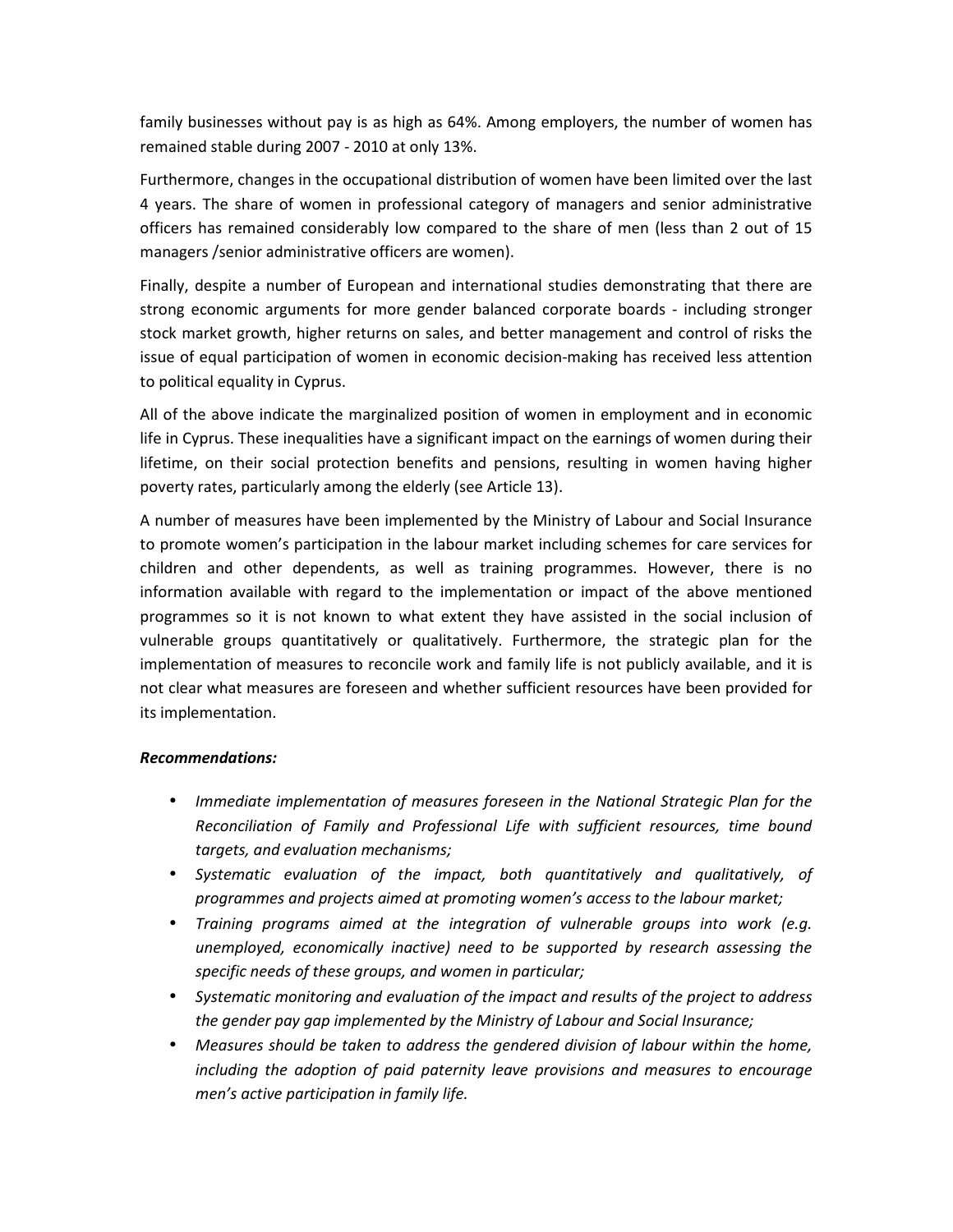family businesses without pay is as high as 64%. Among employers, the number of women has remained stable during 2007 - 2010 at only 13%.

Furthermore, changes in the occupational distribution of women have been limited over the last 4 years. The share of women in professional category of managers and senior administrative officers has remained considerably low compared to the share of men (less than 2 out of 15 managers /senior administrative officers are women).

Finally, despite a number of European and international studies demonstrating that there are strong economic arguments for more gender balanced corporate boards - including stronger stock market growth, higher returns on sales, and better management and control of risks the issue of equal participation of women in economic decision-making has received less attention to political equality in Cyprus.

All of the above indicate the marginalized position of women in employment and in economic life in Cyprus. These inequalities have a significant impact on the earnings of women during their lifetime, on their social protection benefits and pensions, resulting in women having higher poverty rates, particularly among the elderly (see Article 13).

A number of measures have been implemented by the Ministry of Labour and Social Insurance to promote women's participation in the labour market including schemes for care services for children and other dependents, as well as training programmes. However, there is no information available with regard to the implementation or impact of the above mentioned programmes so it is not known to what extent they have assisted in the social inclusion of vulnerable groups quantitatively or qualitatively. Furthermore, the strategic plan for the implementation of measures to reconcile work and family life is not publicly available, and it is not clear what measures are foreseen and whether sufficient resources have been provided for its implementation.

***Recommendations:***

- *Immediate implementation of measures foreseen in the National Strategic Plan for the Reconciliation of Family and Professional Life with sufficient resources, time bound targets, and evaluation mechanisms;*
- *Systematic evaluation of the impact, both quantitatively and qualitatively, of programmes and projects aimed at promoting women's access to the labour market;*
- *Training programs aimed at the integration of vulnerable groups into work (e.g. unemployed, economically inactive) need to be supported by research assessing the specific needs of these groups, and women in particular;*
- *Systematic monitoring and evaluation of the impact and results of the project to address the gender pay gap implemented by the Ministry of Labour and Social Insurance;*
- *Measures should be taken to address the gendered division of labour within the home, including the adoption of paid paternity leave provisions and measures to encourage men's active participation in family life.*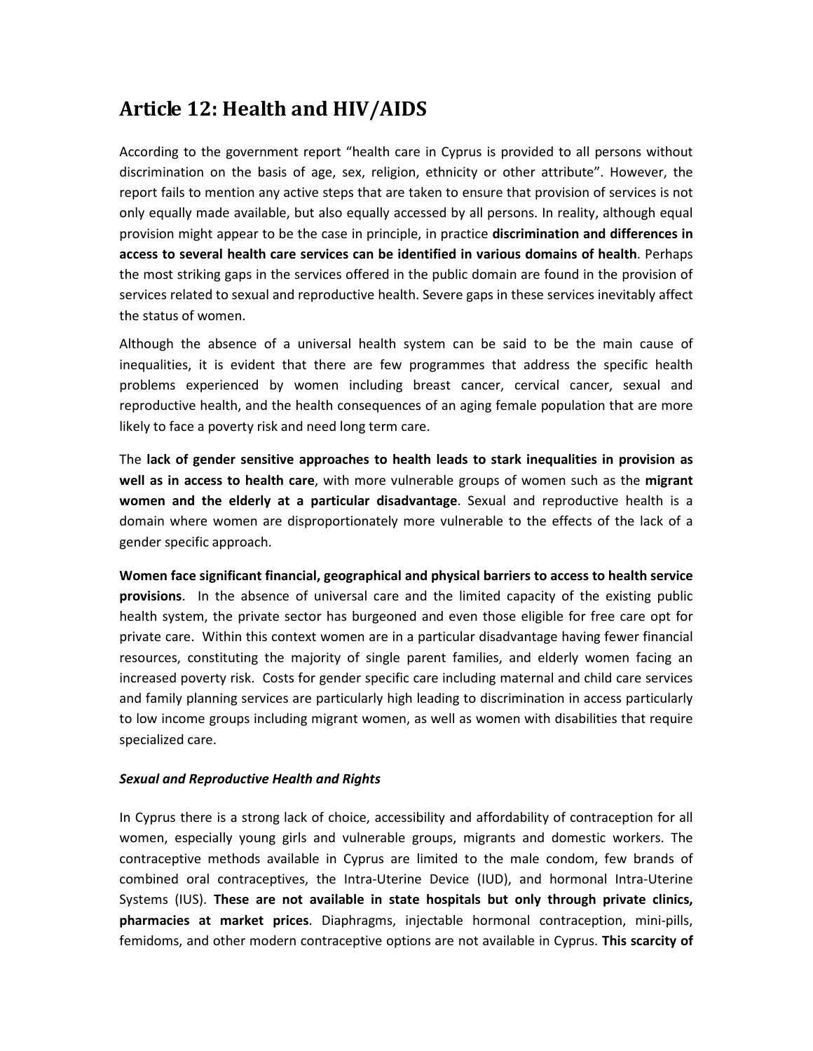## Article 12: Health and HIV/AIDS

According to the government report "health care in Cyprus is provided to all persons without discrimination on the basis of age, sex, religion, ethnicity or other attribute". However, the report fails to mention any active steps that are taken to ensure that provision of services is not only equally made available, but also equally accessed by all persons. In reality, although equal provision might appear to be the case in principle, in practice **discrimination and differences in access to several health care services can be identified in various domains of health**. Perhaps the most striking gaps in the services offered in the public domain are found in the provision of services related to sexual and reproductive health. Severe gaps in these services inevitably affect the status of women.

Although the absence of a universal health system can be said to be the main cause of inequalities, it is evident that there are few programmes that address the specific health problems experienced by women including breast cancer, cervical cancer, sexual and reproductive health, and the health consequences of an aging female population that are more likely to face a poverty risk and need long term care.

The **lack of gender sensitive approaches to health leads to stark inequalities in provision as well as in access to health care**, with more vulnerable groups of women such as the **migrant women and the elderly at a particular disadvantage**. Sexual and reproductive health is a domain where women are disproportionately more vulnerable to the effects of the lack of a gender specific approach.

**Women face significant financial, geographical and physical barriers to access to health service provisions**. In the absence of universal care and the limited capacity of the existing public health system, the private sector has burgeoned and even those eligible for free care opt for private care. Within this context women are in a particular disadvantage having fewer financial resources, constituting the majority of single parent families, and elderly women facing an increased poverty risk. Costs for gender specific care including maternal and child care services and family planning services are particularly high leading to discrimination in access particularly to low income groups including migrant women, as well as women with disabilities that require specialized care.

***Sexual and Reproductive Health and Rights***

In Cyprus there is a strong lack of choice, accessibility and affordability of contraception for all women, especially young girls and vulnerable groups, migrants and domestic workers. The contraceptive methods available in Cyprus are limited to the male condom, few brands of combined oral contraceptives, the Intra-Uterine Device (IUD), and hormonal Intra-Uterine Systems (IUS). **These are not available in state hospitals but only through private clinics, pharmacies at market prices**. Diaphragms, injectable hormonal contraception, mini-pills, femidoms, and other modern contraceptive options are not available in Cyprus. **This scarcity of**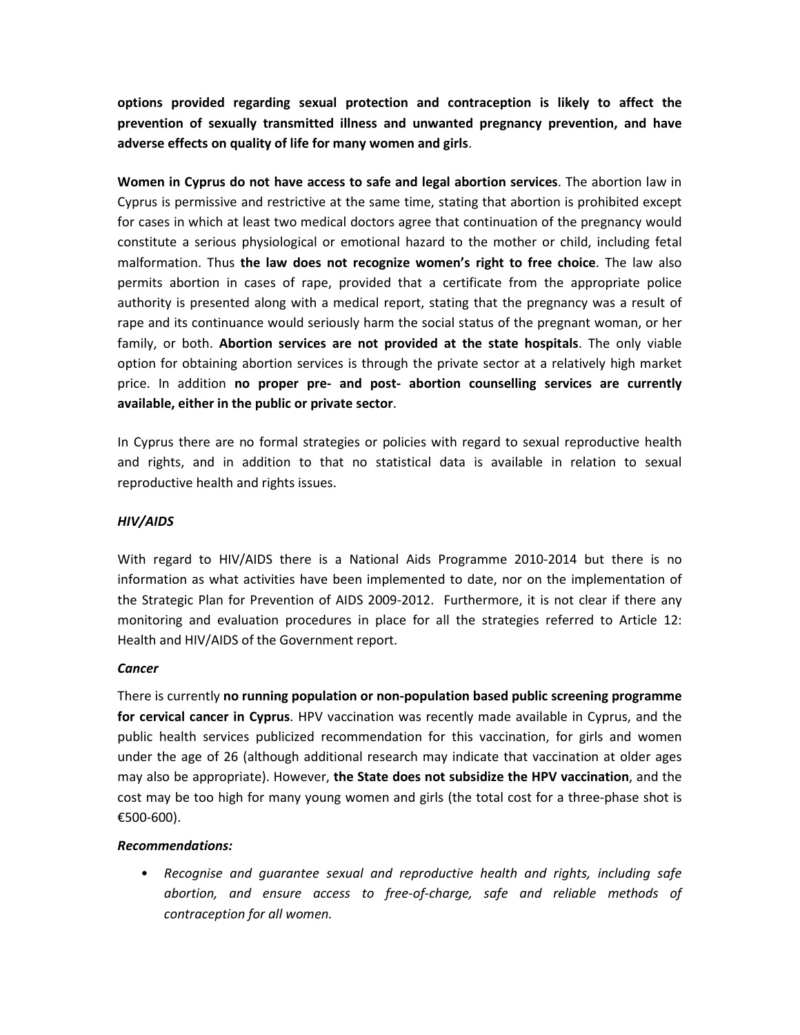**options provided regarding sexual protection and contraception is likely to affect the prevention of sexually transmitted illness and unwanted pregnancy prevention, and have adverse effects on quality of life for many women and girls**.

**Women in Cyprus do not have access to safe and legal abortion services**. The abortion law in Cyprus is permissive and restrictive at the same time, stating that abortion is prohibited except for cases in which at least two medical doctors agree that continuation of the pregnancy would constitute a serious physiological or emotional hazard to the mother or child, including fetal malformation. Thus **the law does not recognize women's right to free choice**. The law also permits abortion in cases of rape, provided that a certificate from the appropriate police authority is presented along with a medical report, stating that the pregnancy was a result of rape and its continuance would seriously harm the social status of the pregnant woman, or her family, or both. **Abortion services are not provided at the state hospitals**. The only viable option for obtaining abortion services is through the private sector at a relatively high market price. In addition **no proper pre- and post- abortion counselling services are currently available, either in the public or private sector**.

In Cyprus there are no formal strategies or policies with regard to sexual reproductive health and rights, and in addition to that no statistical data is available in relation to sexual reproductive health and rights issues.

***HIV/AIDS***

With regard to HIV/AIDS there is a National Aids Programme 2010-2014 but there is no information as what activities have been implemented to date, nor on the implementation of the Strategic Plan for Prevention of AIDS 2009-2012. Furthermore, it is not clear if there any monitoring and evaluation procedures in place for all the strategies referred to Article 12: Health and HIV/AIDS of the Government report.

***Cancer***

There is currently **no running population or non-population based public screening programme for cervical cancer in Cyprus**. HPV vaccination was recently made available in Cyprus, and the public health services publicized recommendation for this vaccination, for girls and women under the age of 26 (although additional research may indicate that vaccination at older ages may also be appropriate). However, **the State does not subsidize the HPV vaccination**, and the cost may be too high for many young women and girls (the total cost for a three-phase shot is €500-600).

***Recommendations:***

- *Recognise and guarantee sexual and reproductive health and rights, including safe abortion, and ensure access to free-of-charge, safe and reliable methods of contraception for all women.*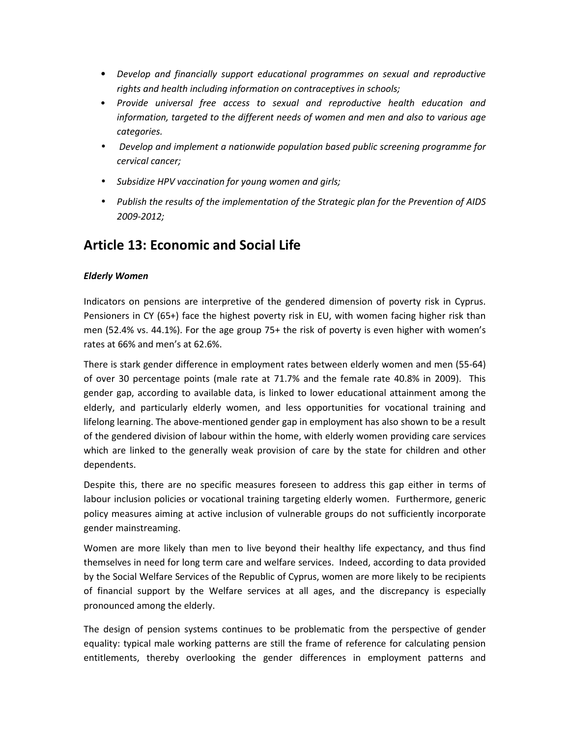- *Develop and financially support educational programmes on sexual and reproductive rights and health including information on contraceptives in schools;*
- *Provide universal free access to sexual and reproductive health education and information, targeted to the different needs of women and men and also to various age categories.*
- *Develop and implement a nationwide population based public screening programme for cervical cancer;*
- *Subsidize HPV vaccination for young women and girls;*
- *Publish the results of the implementation of the Strategic plan for the Prevention of AIDS 2009-2012;*

## Article 13: Economic and Social Life

***Elderly Women***

Indicators on pensions are interpretive of the gendered dimension of poverty risk in Cyprus. Pensioners in CY (65+) face the highest poverty risk in EU, with women facing higher risk than men (52.4% vs. 44.1%). For the age group 75+ the risk of poverty is even higher with women's rates at 66% and men's at 62.6%.

There is stark gender difference in employment rates between elderly women and men (55-64) of over 30 percentage points (male rate at 71.7% and the female rate 40.8% in 2009). This gender gap, according to available data, is linked to lower educational attainment among the elderly, and particularly elderly women, and less opportunities for vocational training and lifelong learning. The above-mentioned gender gap in employment has also shown to be a result of the gendered division of labour within the home, with elderly women providing care services which are linked to the generally weak provision of care by the state for children and other dependents.

Despite this, there are no specific measures foreseen to address this gap either in terms of labour inclusion policies or vocational training targeting elderly women. Furthermore, generic policy measures aiming at active inclusion of vulnerable groups do not sufficiently incorporate gender mainstreaming.

Women are more likely than men to live beyond their healthy life expectancy, and thus find themselves in need for long term care and welfare services. Indeed, according to data provided by the Social Welfare Services of the Republic of Cyprus, women are more likely to be recipients of financial support by the Welfare services at all ages, and the discrepancy is especially pronounced among the elderly.

The design of pension systems continues to be problematic from the perspective of gender equality: typical male working patterns are still the frame of reference for calculating pension entitlements, thereby overlooking the gender differences in employment patterns and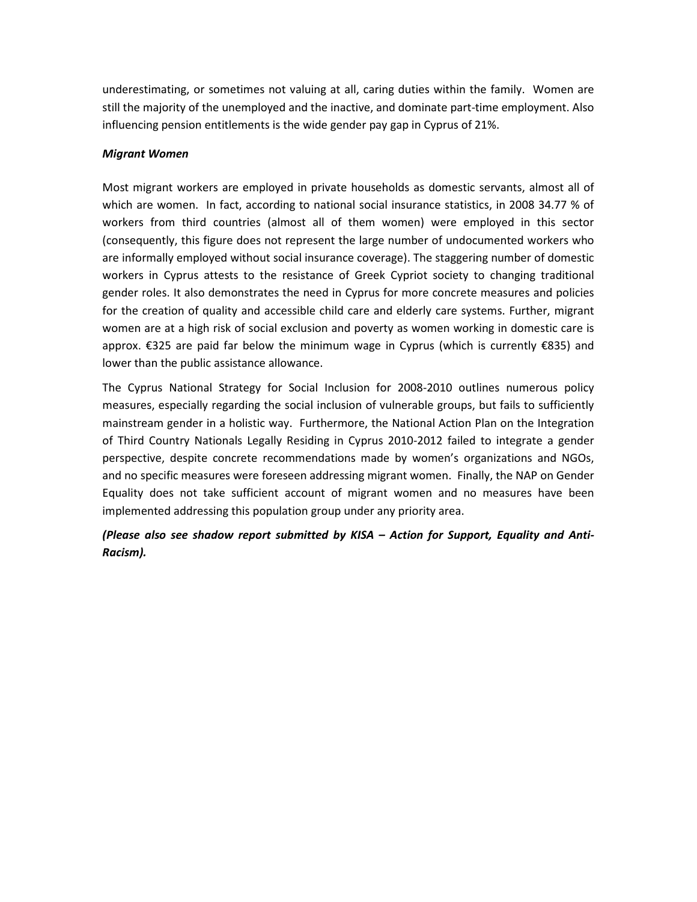underestimating, or sometimes not valuing at all, caring duties within the family. Women are still the majority of the unemployed and the inactive, and dominate part-time employment. Also influencing pension entitlements is the wide gender pay gap in Cyprus of 21%.

***Migrant Women***

Most migrant workers are employed in private households as domestic servants, almost all of which are women. In fact, according to national social insurance statistics, in 2008 34.77 % of workers from third countries (almost all of them women) were employed in this sector (consequently, this figure does not represent the large number of undocumented workers who are informally employed without social insurance coverage). The staggering number of domestic workers in Cyprus attests to the resistance of Greek Cypriot society to changing traditional gender roles. It also demonstrates the need in Cyprus for more concrete measures and policies for the creation of quality and accessible child care and elderly care systems. Further, migrant women are at a high risk of social exclusion and poverty as women working in domestic care is approx. €325 are paid far below the minimum wage in Cyprus (which is currently €835) and lower than the public assistance allowance.

The Cyprus National Strategy for Social Inclusion for 2008-2010 outlines numerous policy measures, especially regarding the social inclusion of vulnerable groups, but fails to sufficiently mainstream gender in a holistic way. Furthermore, the National Action Plan on the Integration of Third Country Nationals Legally Residing in Cyprus 2010-2012 failed to integrate a gender perspective, despite concrete recommendations made by women's organizations and NGOs, and no specific measures were foreseen addressing migrant women. Finally, the NAP on Gender Equality does not take sufficient account of migrant women and no measures have been implemented addressing this population group under any priority area.

***(Please also see shadow report submitted by KISA – Action for Support, Equality and Anti-Racism).***